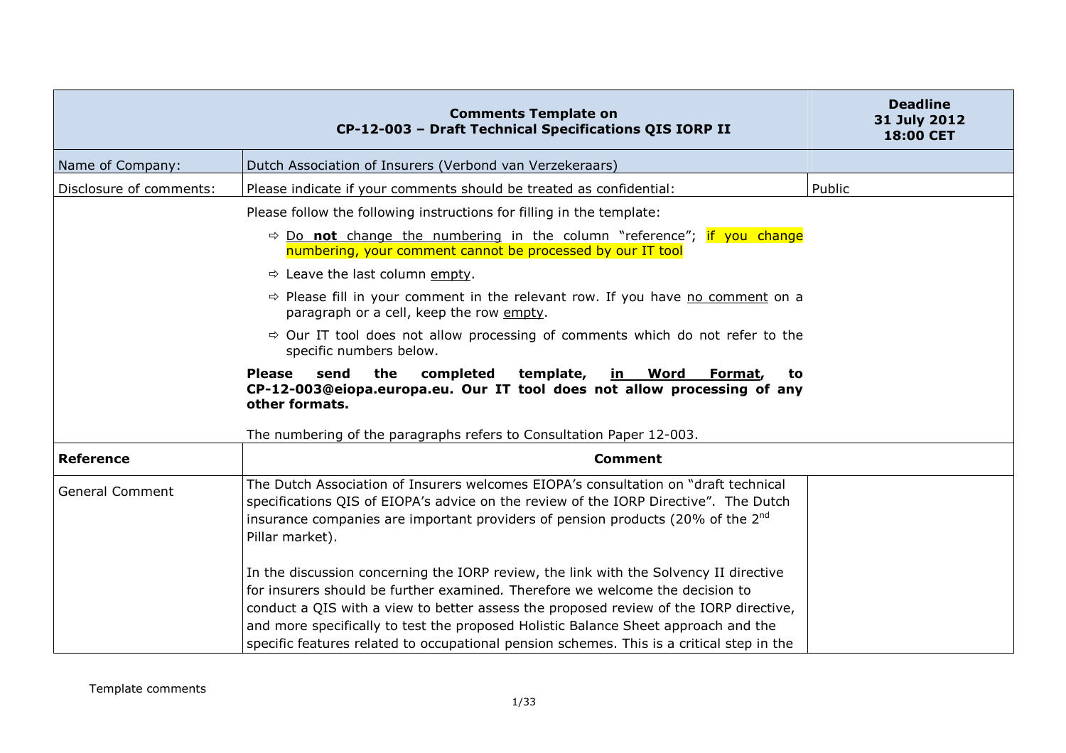| Comments Template on CP-12-003 – Draft Technical Specifications QIS IORP II | | Deadline 31 July 2012 18:00 CET |
|---|---|---|
| Name of Company: | Dutch Association of Insurers (Verbond van Verzekeraars) | |
| Disclosure of comments: | Please indicate if your comments should be treated as confidential: | Public |
| | Please follow the following instructions for filling in the template:<br>⇨ Do **not** change the numbering in the column "reference"; if you change numbering, your comment cannot be processed by our IT tool<br>⇨ Leave the last column empty.<br>⇨ Please fill in your comment in the relevant row. If you have no comment on a paragraph or a cell, keep the row empty.<br>⇨ Our IT tool does not allow processing of comments which do not refer to the specific numbers below.<br>**Please send the completed template, in Word Format, to CP-12-003@eiopa.europa.eu. Our IT tool does not allow processing of any other formats.**<br>The numbering of the paragraphs refers to Consultation Paper 12-003. | |
| **Reference** | **Comment** | |
| General Comment | The Dutch Association of Insurers welcomes EIOPA's consultation on "draft technical specifications QIS of EIOPA's advice on the review of the IORP Directive". The Dutch insurance companies are important providers of pension products (20% of the 2nd Pillar market).<br><br>In the discussion concerning the IORP review, the link with the Solvency II directive for insurers should be further examined. Therefore we welcome the decision to conduct a QIS with a view to better assess the proposed review of the IORP directive, and more specifically to test the proposed Holistic Balance Sheet approach and the specific features related to occupational pension schemes. This is a critical step in the | |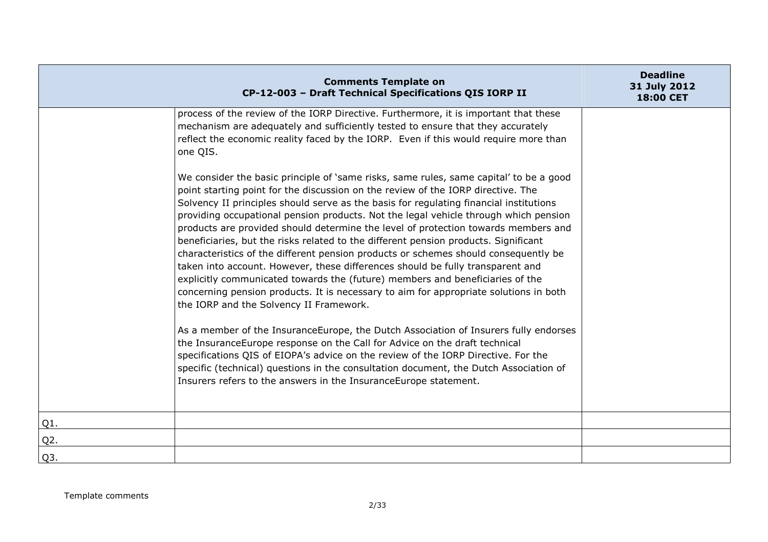| | | |
|---|---|---|
| | process of the review of the IORP Directive. Furthermore, it is important that these mechanism are adequately and sufficiently tested to ensure that they accurately reflect the economic reality faced by the IORP. Even if this would require more than one QIS.<br><br>We consider the basic principle of 'same risks, same rules, same capital' to be a good point starting point for the discussion on the review of the IORP directive. The Solvency II principles should serve as the basis for regulating financial institutions providing occupational pension products. Not the legal vehicle through which pension products are provided should determine the level of protection towards members and beneficiaries, but the risks related to the different pension products. Significant characteristics of the different pension products or schemes should consequently be taken into account. However, these differences should be fully transparent and explicitly communicated towards the (future) members and beneficiaries of the concerning pension products. It is necessary to aim for appropriate solutions in both the IORP and the Solvency II Framework.<br><br>As a member of the InsuranceEurope, the Dutch Association of Insurers fully endorses the InsuranceEurope response on the Call for Advice on the draft technical specifications QIS of EIOPA's advice on the review of the IORP Directive. For the specific (technical) questions in the consultation document, the Dutch Association of Insurers refers to the answers in the InsuranceEurope statement. | |
| Q1. | | |
| Q2. | | |
| Q3. | | |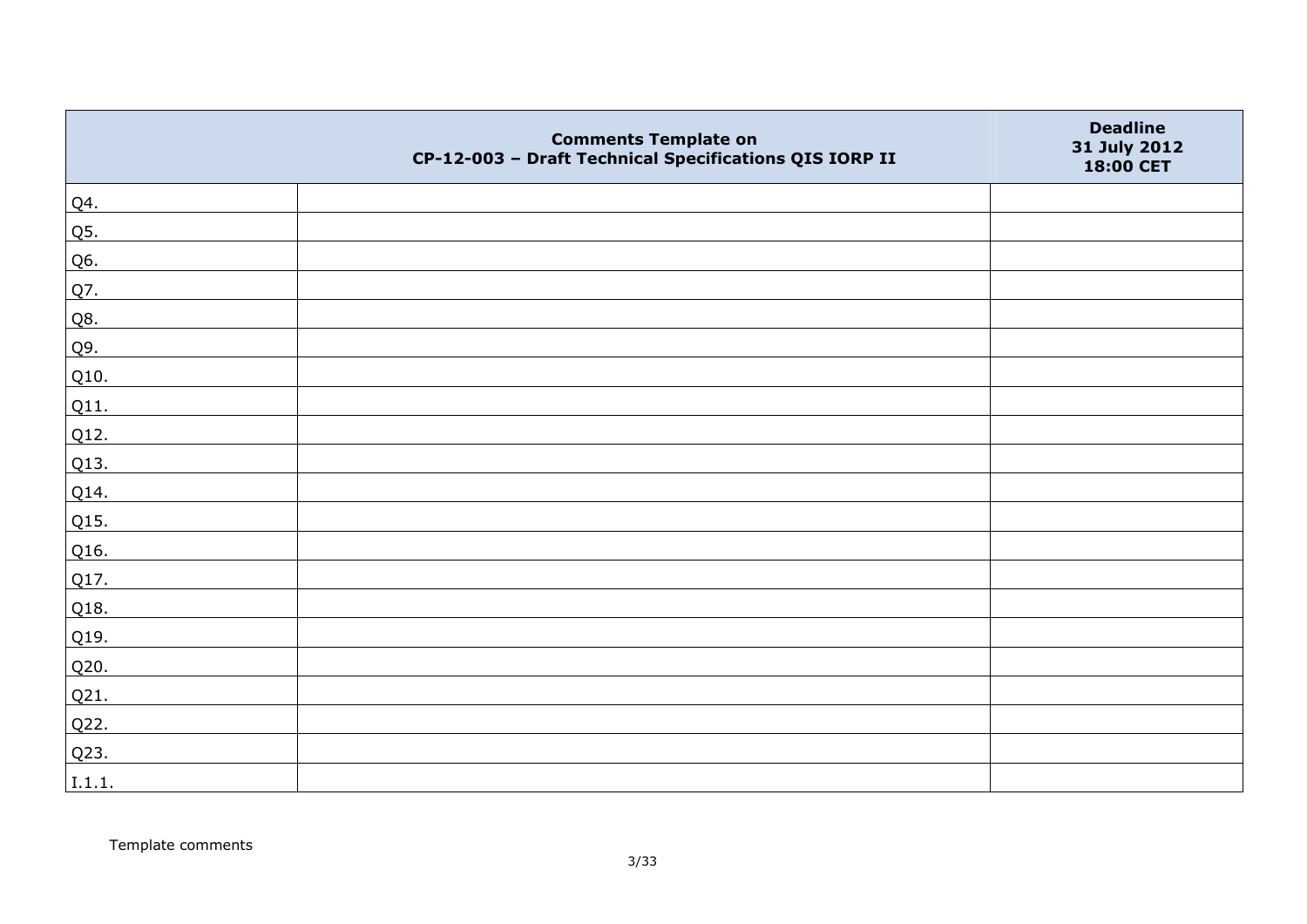| Comments Template on CP-12-003 – Draft Technical Specifications QIS IORP II | | Deadline 31 July 2012 18:00 CET |
|---|---|---|
| Q4. | | |
| Q5. | | |
| Q6. | | |
| Q7. | | |
| Q8. | | |
| Q9. | | |
| Q10. | | |
| Q11. | | |
| Q12. | | |
| Q13. | | |
| Q14. | | |
| Q15. | | |
| Q16. | | |
| Q17. | | |
| Q18. | | |
| Q19. | | |
| Q20. | | |
| Q21. | | |
| Q22. | | |
| Q23. | | |
| I.1.1. | | |

Template comments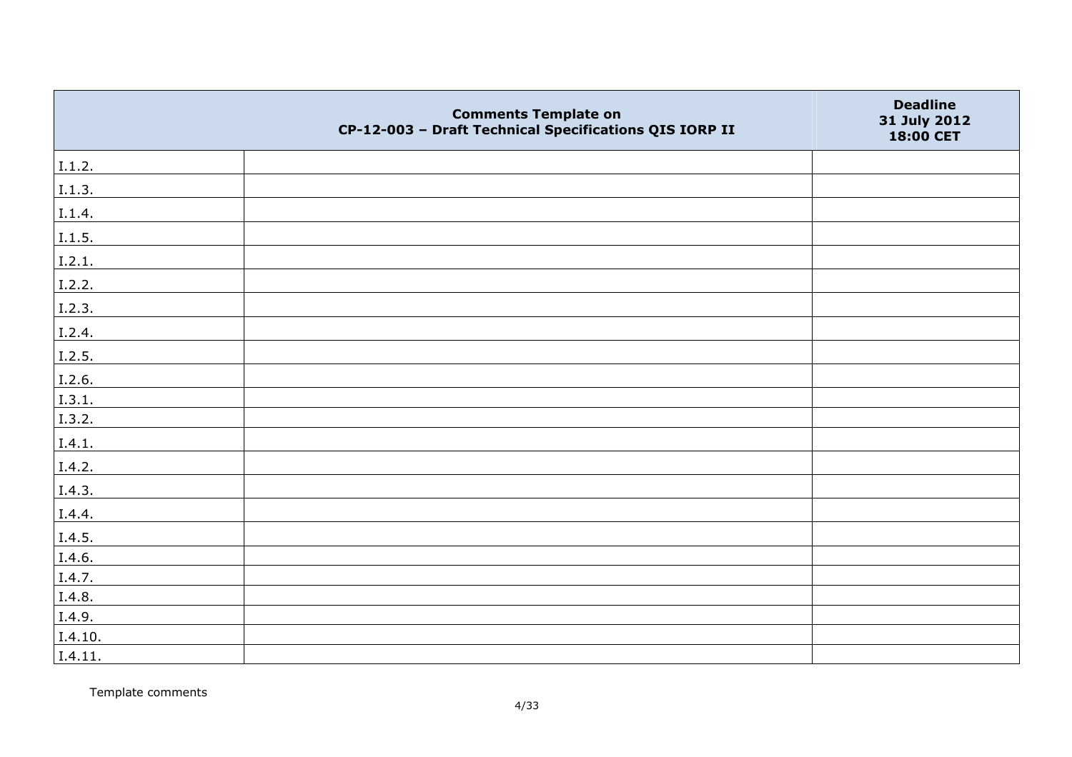| | Comments Template on CP-12-003 – Draft Technical Specifications QIS IORP II | Deadline 31 July 2012 18:00 CET |
|---|---|---|
| I.1.2. | | |
| I.1.3. | | |
| I.1.4. | | |
| I.1.5. | | |
| I.2.1. | | |
| I.2.2. | | |
| I.2.3. | | |
| I.2.4. | | |
| I.2.5. | | |
| I.2.6. | | |
| I.3.1. | | |
| I.3.2. | | |
| I.4.1. | | |
| I.4.2. | | |
| I.4.3. | | |
| I.4.4. | | |
| I.4.5. | | |
| I.4.6. | | |
| I.4.7. | | |
| I.4.8. | | |
| I.4.9. | | |
| I.4.10. | | |
| I.4.11. | | |

Template comments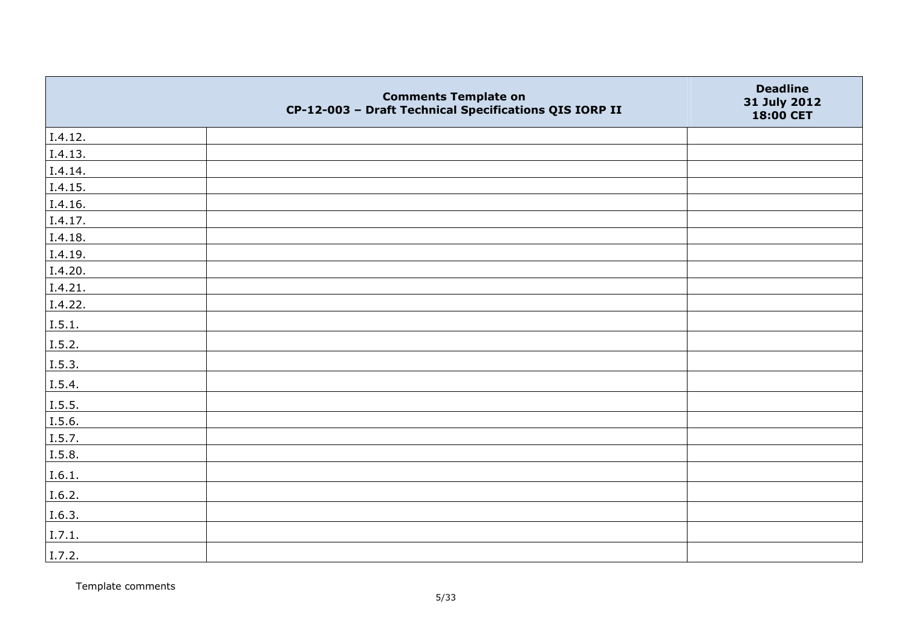| | Comments Template on CP-12-003 – Draft Technical Specifications QIS IORP II | Deadline 31 July 2012 18:00 CET |
|---|---|---|
| I.4.12. | | |
| I.4.13. | | |
| I.4.14. | | |
| I.4.15. | | |
| I.4.16. | | |
| I.4.17. | | |
| I.4.18. | | |
| I.4.19. | | |
| I.4.20. | | |
| I.4.21. | | |
| I.4.22. | | |
| I.5.1. | | |
| I.5.2. | | |
| I.5.3. | | |
| I.5.4. | | |
| I.5.5. | | |
| I.5.6. | | |
| I.5.7. | | |
| I.5.8. | | |
| I.6.1. | | |
| I.6.2. | | |
| I.6.3. | | |
| I.7.1. | | |
| I.7.2. | | |

Template comments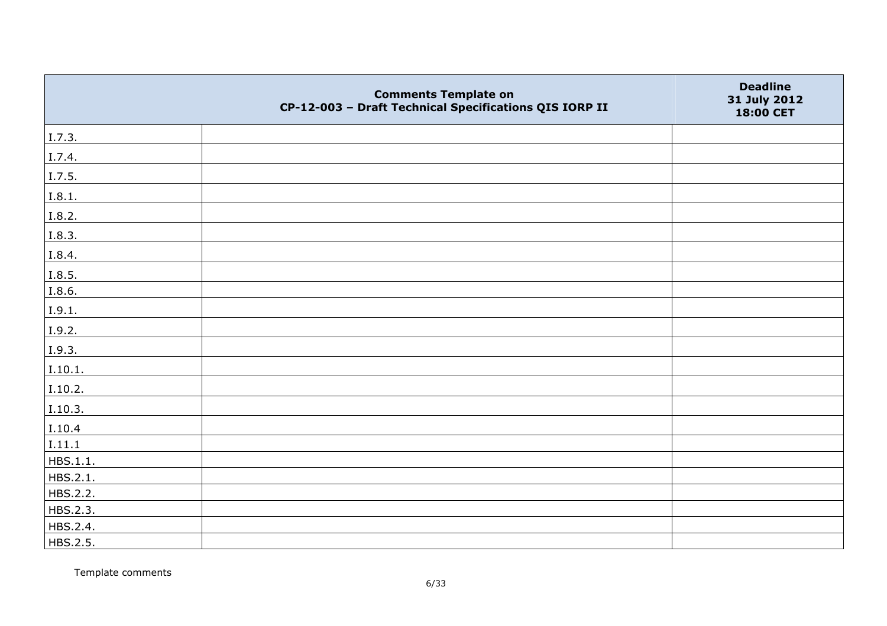| | Comments Template on CP-12-003 – Draft Technical Specifications QIS IORP II | Deadline 31 July 2012 18:00 CET |
|---|---|---|
| I.7.3. | | |
| I.7.4. | | |
| I.7.5. | | |
| I.8.1. | | |
| I.8.2. | | |
| I.8.3. | | |
| I.8.4. | | |
| I.8.5. | | |
| I.8.6. | | |
| I.9.1. | | |
| I.9.2. | | |
| I.9.3. | | |
| I.10.1. | | |
| I.10.2. | | |
| I.10.3. | | |
| I.10.4 | | |
| I.11.1 | | |
| HBS.1.1. | | |
| HBS.2.1. | | |
| HBS.2.2. | | |
| HBS.2.3. | | |
| HBS.2.4. | | |
| HBS.2.5. | | |

Template comments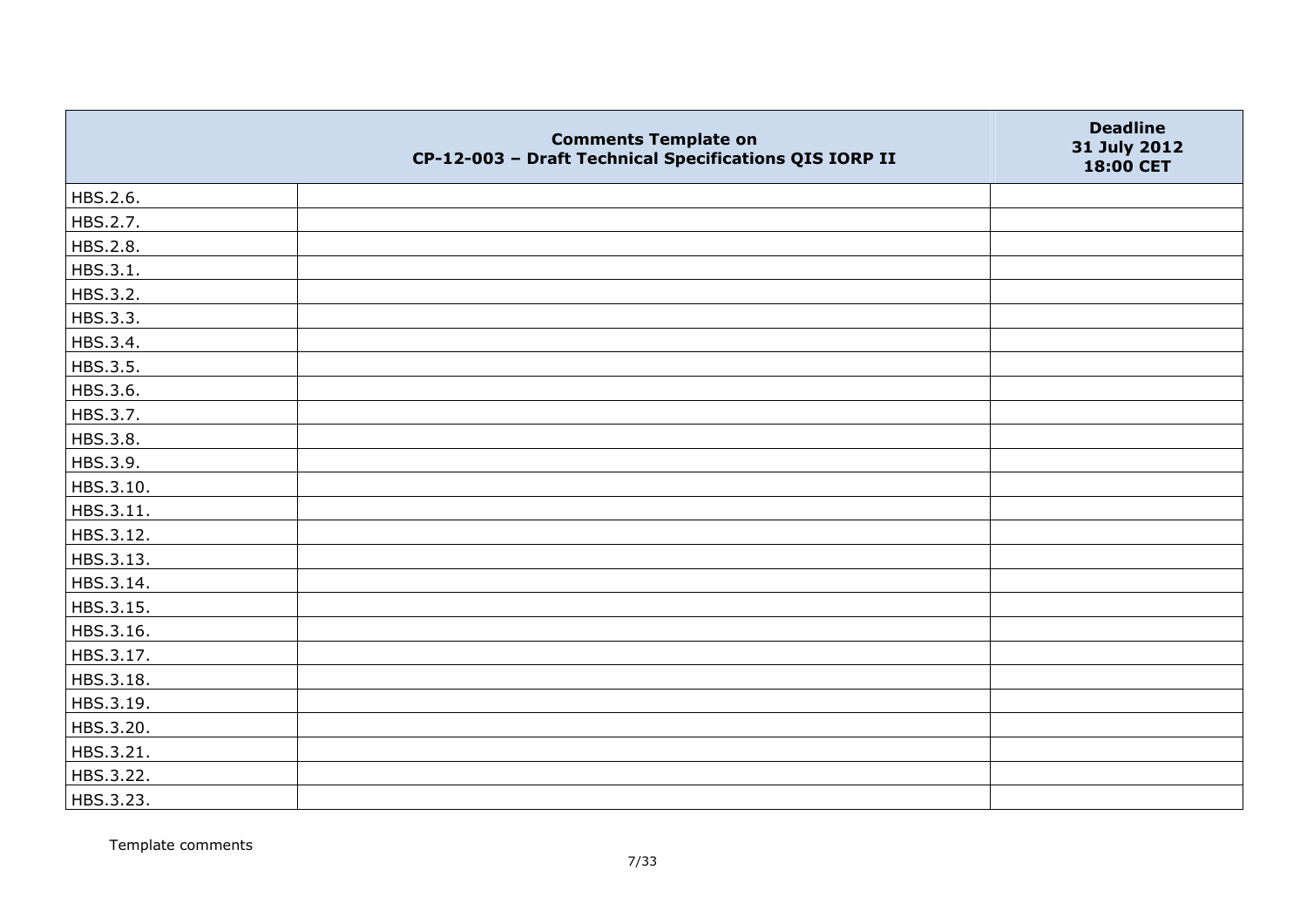| | Comments Template on CP-12-003 – Draft Technical Specifications QIS IORP II | Deadline 31 July 2012 18:00 CET |
|---|---|---|
| HBS.2.6. | | |
| HBS.2.7. | | |
| HBS.2.8. | | |
| HBS.3.1. | | |
| HBS.3.2. | | |
| HBS.3.3. | | |
| HBS.3.4. | | |
| HBS.3.5. | | |
| HBS.3.6. | | |
| HBS.3.7. | | |
| HBS.3.8. | | |
| HBS.3.9. | | |
| HBS.3.10. | | |
| HBS.3.11. | | |
| HBS.3.12. | | |
| HBS.3.13. | | |
| HBS.3.14. | | |
| HBS.3.15. | | |
| HBS.3.16. | | |
| HBS.3.17. | | |
| HBS.3.18. | | |
| HBS.3.19. | | |
| HBS.3.20. | | |
| HBS.3.21. | | |
| HBS.3.22. | | |
| HBS.3.23. | | |

Template comments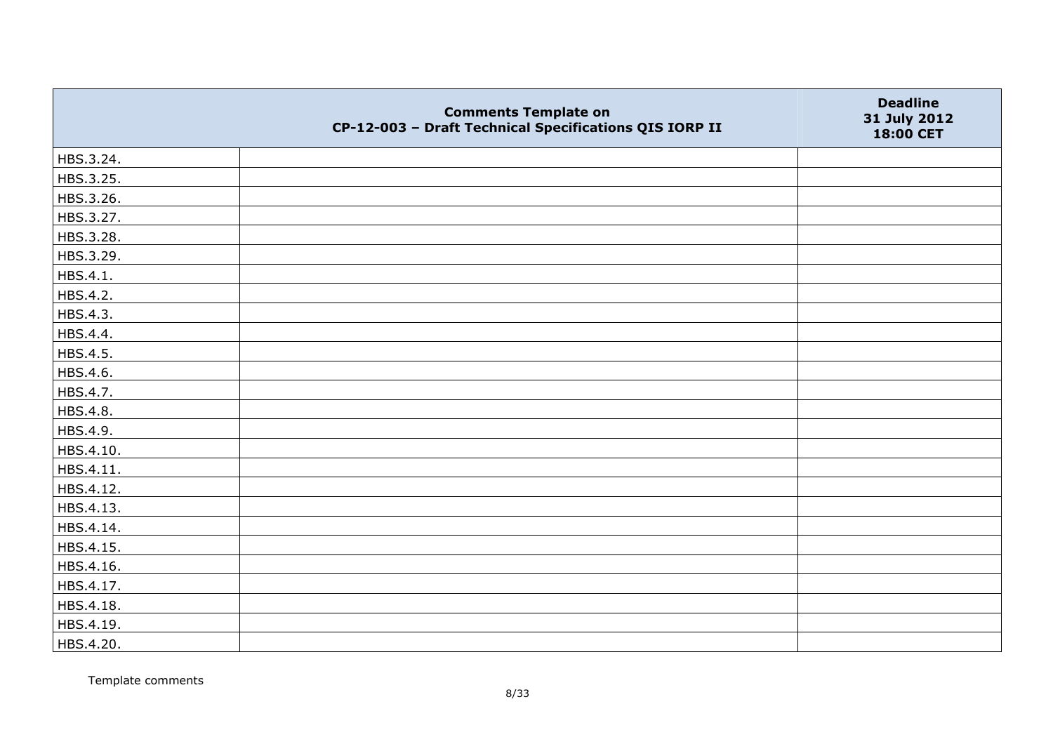| | Comments Template on<br>CP-12-003 – Draft Technical Specifications QIS IORP II | Deadline<br>31 July 2012<br>18:00 CET |
|---|---|---|
| HBS.3.24. | | |
| HBS.3.25. | | |
| HBS.3.26. | | |
| HBS.3.27. | | |
| HBS.3.28. | | |
| HBS.3.29. | | |
| HBS.4.1. | | |
| HBS.4.2. | | |
| HBS.4.3. | | |
| HBS.4.4. | | |
| HBS.4.5. | | |
| HBS.4.6. | | |
| HBS.4.7. | | |
| HBS.4.8. | | |
| HBS.4.9. | | |
| HBS.4.10. | | |
| HBS.4.11. | | |
| HBS.4.12. | | |
| HBS.4.13. | | |
| HBS.4.14. | | |
| HBS.4.15. | | |
| HBS.4.16. | | |
| HBS.4.17. | | |
| HBS.4.18. | | |
| HBS.4.19. | | |
| HBS.4.20. | | |

Template comments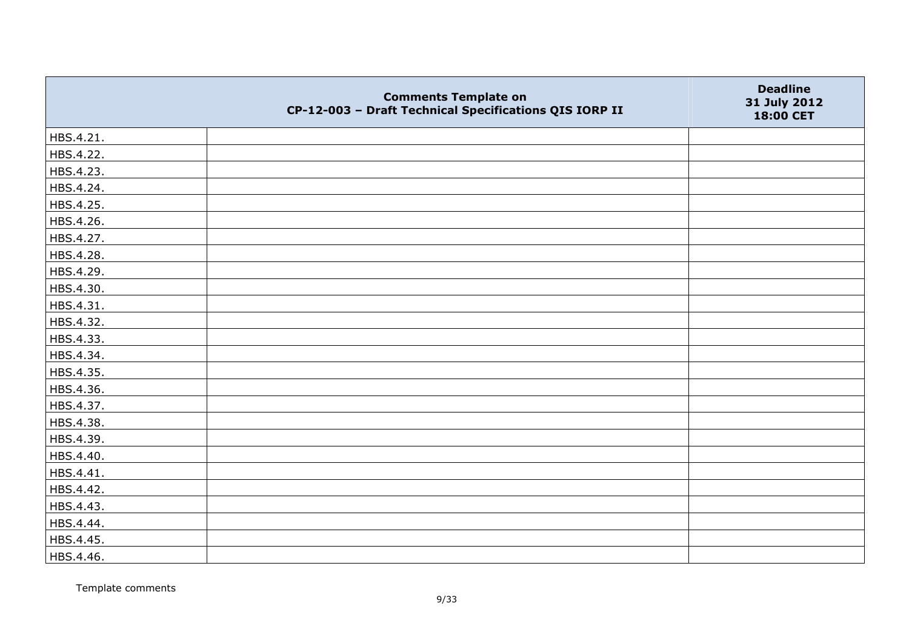| | Comments Template on CP-12-003 – Draft Technical Specifications QIS IORP II | Deadline 31 July 2012 18:00 CET |
|---|---|---|
| HBS.4.21. | | |
| HBS.4.22. | | |
| HBS.4.23. | | |
| HBS.4.24. | | |
| HBS.4.25. | | |
| HBS.4.26. | | |
| HBS.4.27. | | |
| HBS.4.28. | | |
| HBS.4.29. | | |
| HBS.4.30. | | |
| HBS.4.31. | | |
| HBS.4.32. | | |
| HBS.4.33. | | |
| HBS.4.34. | | |
| HBS.4.35. | | |
| HBS.4.36. | | |
| HBS.4.37. | | |
| HBS.4.38. | | |
| HBS.4.39. | | |
| HBS.4.40. | | |
| HBS.4.41. | | |
| HBS.4.42. | | |
| HBS.4.43. | | |
| HBS.4.44. | | |
| HBS.4.45. | | |
| HBS.4.46. | | |

Template comments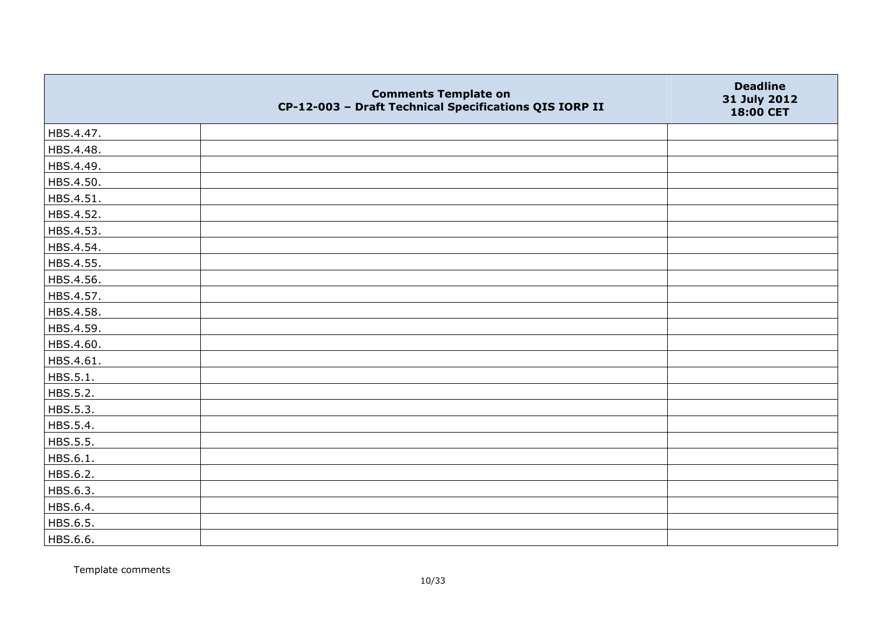| | Comments Template on CP-12-003 – Draft Technical Specifications QIS IORP II | Deadline 31 July 2012 18:00 CET |
|---|---|---|
| HBS.4.47. | | |
| HBS.4.48. | | |
| HBS.4.49. | | |
| HBS.4.50. | | |
| HBS.4.51. | | |
| HBS.4.52. | | |
| HBS.4.53. | | |
| HBS.4.54. | | |
| HBS.4.55. | | |
| HBS.4.56. | | |
| HBS.4.57. | | |
| HBS.4.58. | | |
| HBS.4.59. | | |
| HBS.4.60. | | |
| HBS.4.61. | | |
| HBS.5.1. | | |
| HBS.5.2. | | |
| HBS.5.3. | | |
| HBS.5.4. | | |
| HBS.5.5. | | |
| HBS.6.1. | | |
| HBS.6.2. | | |
| HBS.6.3. | | |
| HBS.6.4. | | |
| HBS.6.5. | | |
| HBS.6.6. | | |

Template comments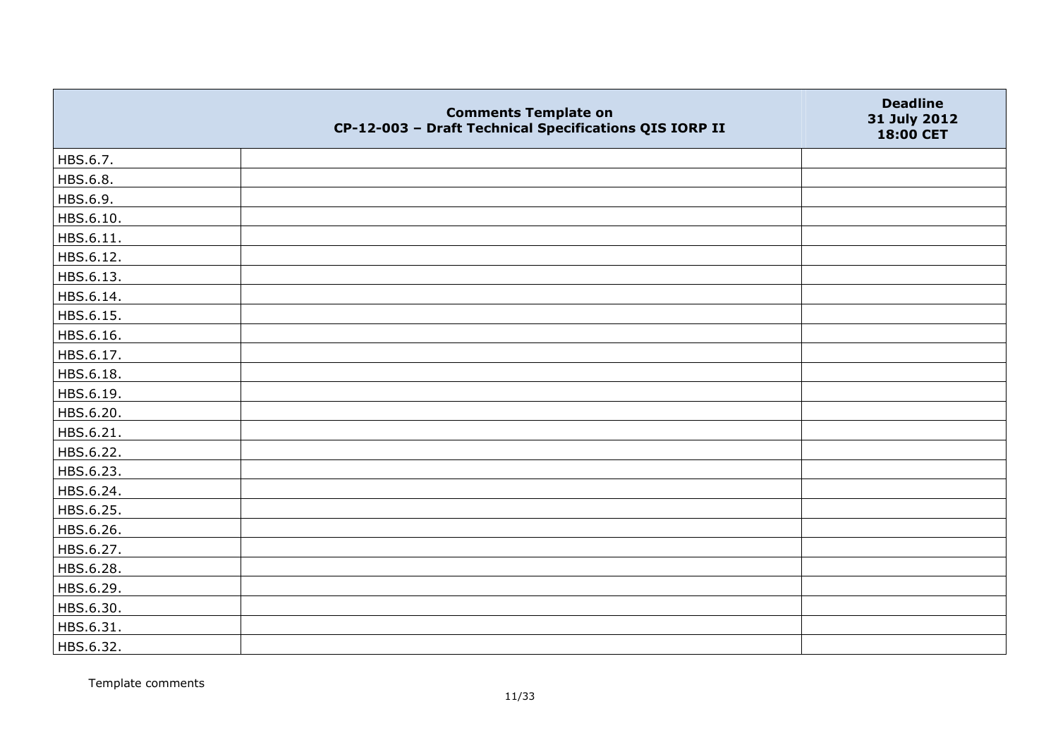| | Comments Template on CP-12-003 – Draft Technical Specifications QIS IORP II | Deadline 31 July 2012 18:00 CET |
|---|---|---|
| HBS.6.7. | | |
| HBS.6.8. | | |
| HBS.6.9. | | |
| HBS.6.10. | | |
| HBS.6.11. | | |
| HBS.6.12. | | |
| HBS.6.13. | | |
| HBS.6.14. | | |
| HBS.6.15. | | |
| HBS.6.16. | | |
| HBS.6.17. | | |
| HBS.6.18. | | |
| HBS.6.19. | | |
| HBS.6.20. | | |
| HBS.6.21. | | |
| HBS.6.22. | | |
| HBS.6.23. | | |
| HBS.6.24. | | |
| HBS.6.25. | | |
| HBS.6.26. | | |
| HBS.6.27. | | |
| HBS.6.28. | | |
| HBS.6.29. | | |
| HBS.6.30. | | |
| HBS.6.31. | | |
| HBS.6.32. | | |

Template comments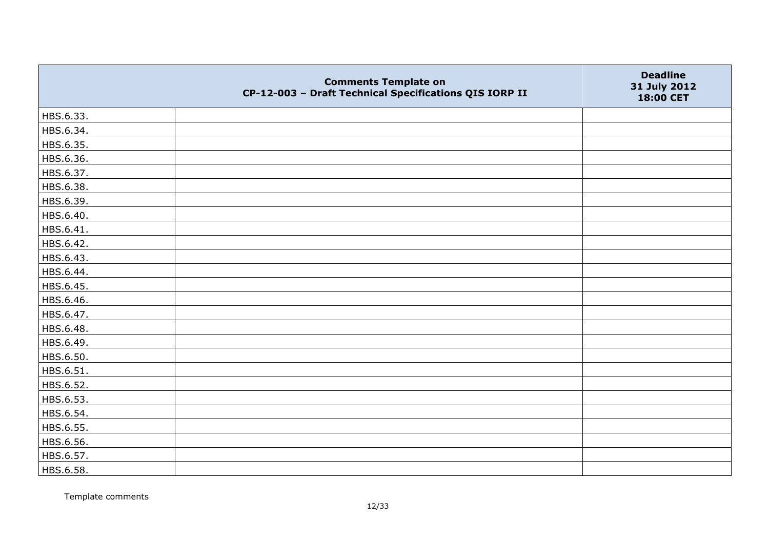| | Comments Template on CP-12-003 – Draft Technical Specifications QIS IORP II | Deadline 31 July 2012 18:00 CET |
|---|---|---|
| HBS.6.33. | | |
| HBS.6.34. | | |
| HBS.6.35. | | |
| HBS.6.36. | | |
| HBS.6.37. | | |
| HBS.6.38. | | |
| HBS.6.39. | | |
| HBS.6.40. | | |
| HBS.6.41. | | |
| HBS.6.42. | | |
| HBS.6.43. | | |
| HBS.6.44. | | |
| HBS.6.45. | | |
| HBS.6.46. | | |
| HBS.6.47. | | |
| HBS.6.48. | | |
| HBS.6.49. | | |
| HBS.6.50. | | |
| HBS.6.51. | | |
| HBS.6.52. | | |
| HBS.6.53. | | |
| HBS.6.54. | | |
| HBS.6.55. | | |
| HBS.6.56. | | |
| HBS.6.57. | | |
| HBS.6.58. | | |

Template comments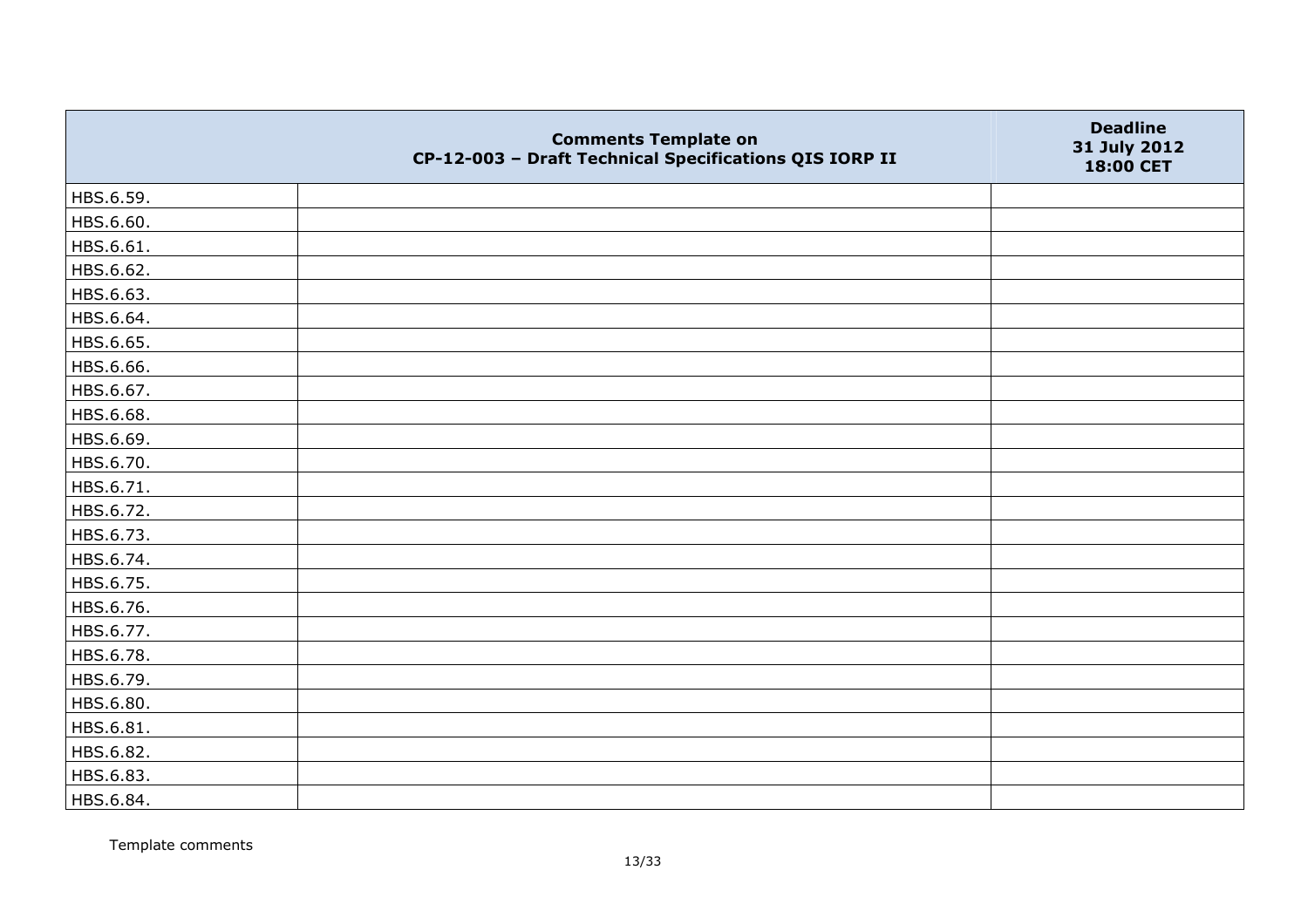| | Comments Template on CP-12-003 – Draft Technical Specifications QIS IORP II | Deadline 31 July 2012 18:00 CET |
|---|---|---|
| HBS.6.59. | | |
| HBS.6.60. | | |
| HBS.6.61. | | |
| HBS.6.62. | | |
| HBS.6.63. | | |
| HBS.6.64. | | |
| HBS.6.65. | | |
| HBS.6.66. | | |
| HBS.6.67. | | |
| HBS.6.68. | | |
| HBS.6.69. | | |
| HBS.6.70. | | |
| HBS.6.71. | | |
| HBS.6.72. | | |
| HBS.6.73. | | |
| HBS.6.74. | | |
| HBS.6.75. | | |
| HBS.6.76. | | |
| HBS.6.77. | | |
| HBS.6.78. | | |
| HBS.6.79. | | |
| HBS.6.80. | | |
| HBS.6.81. | | |
| HBS.6.82. | | |
| HBS.6.83. | | |
| HBS.6.84. | | |

Template comments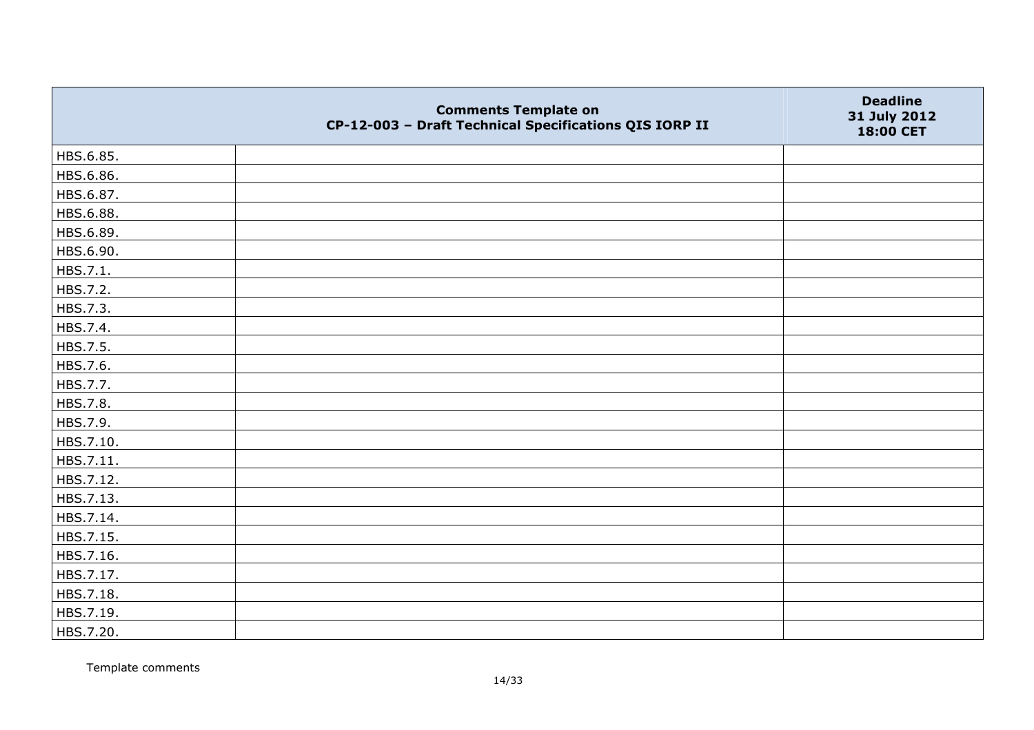| | Comments Template on CP-12-003 – Draft Technical Specifications QIS IORP II | Deadline 31 July 2012 18:00 CET |
|---|---|---|
| HBS.6.85. | | |
| HBS.6.86. | | |
| HBS.6.87. | | |
| HBS.6.88. | | |
| HBS.6.89. | | |
| HBS.6.90. | | |
| HBS.7.1. | | |
| HBS.7.2. | | |
| HBS.7.3. | | |
| HBS.7.4. | | |
| HBS.7.5. | | |
| HBS.7.6. | | |
| HBS.7.7. | | |
| HBS.7.8. | | |
| HBS.7.9. | | |
| HBS.7.10. | | |
| HBS.7.11. | | |
| HBS.7.12. | | |
| HBS.7.13. | | |
| HBS.7.14. | | |
| HBS.7.15. | | |
| HBS.7.16. | | |
| HBS.7.17. | | |
| HBS.7.18. | | |
| HBS.7.19. | | |
| HBS.7.20. | | |

Template comments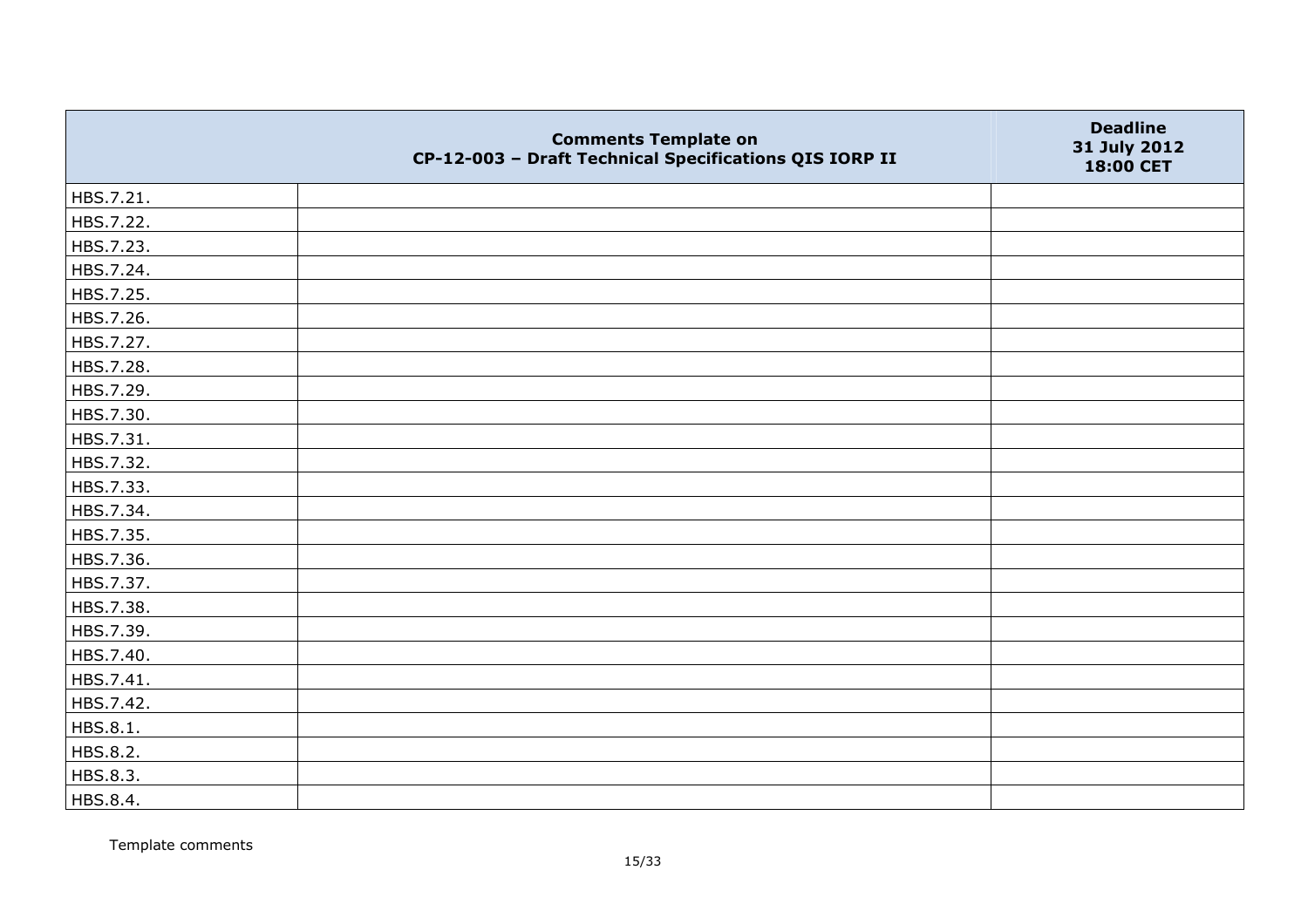| | Comments Template on CP-12-003 – Draft Technical Specifications QIS IORP II | Deadline 31 July 2012 18:00 CET |
| --- | --- | --- |
| HBS.7.21. | | |
| HBS.7.22. | | |
| HBS.7.23. | | |
| HBS.7.24. | | |
| HBS.7.25. | | |
| HBS.7.26. | | |
| HBS.7.27. | | |
| HBS.7.28. | | |
| HBS.7.29. | | |
| HBS.7.30. | | |
| HBS.7.31. | | |
| HBS.7.32. | | |
| HBS.7.33. | | |
| HBS.7.34. | | |
| HBS.7.35. | | |
| HBS.7.36. | | |
| HBS.7.37. | | |
| HBS.7.38. | | |
| HBS.7.39. | | |
| HBS.7.40. | | |
| HBS.7.41. | | |
| HBS.7.42. | | |
| HBS.8.1. | | |
| HBS.8.2. | | |
| HBS.8.3. | | |
| HBS.8.4. | | |

Template comments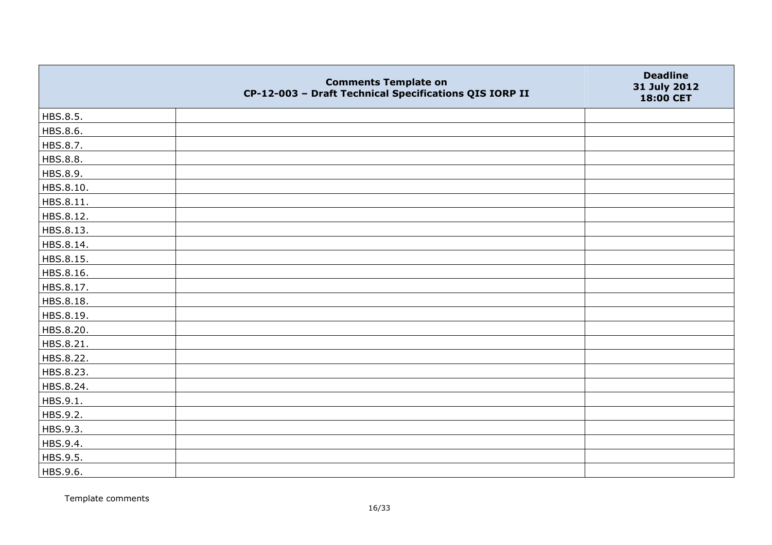| | Comments Template on CP-12-003 – Draft Technical Specifications QIS IORP II | Deadline 31 July 2012 18:00 CET |
|---|---|---|
| HBS.8.5. | | |
| HBS.8.6. | | |
| HBS.8.7. | | |
| HBS.8.8. | | |
| HBS.8.9. | | |
| HBS.8.10. | | |
| HBS.8.11. | | |
| HBS.8.12. | | |
| HBS.8.13. | | |
| HBS.8.14. | | |
| HBS.8.15. | | |
| HBS.8.16. | | |
| HBS.8.17. | | |
| HBS.8.18. | | |
| HBS.8.19. | | |
| HBS.8.20. | | |
| HBS.8.21. | | |
| HBS.8.22. | | |
| HBS.8.23. | | |
| HBS.8.24. | | |
| HBS.9.1. | | |
| HBS.9.2. | | |
| HBS.9.3. | | |
| HBS.9.4. | | |
| HBS.9.5. | | |
| HBS.9.6. | | |

Template comments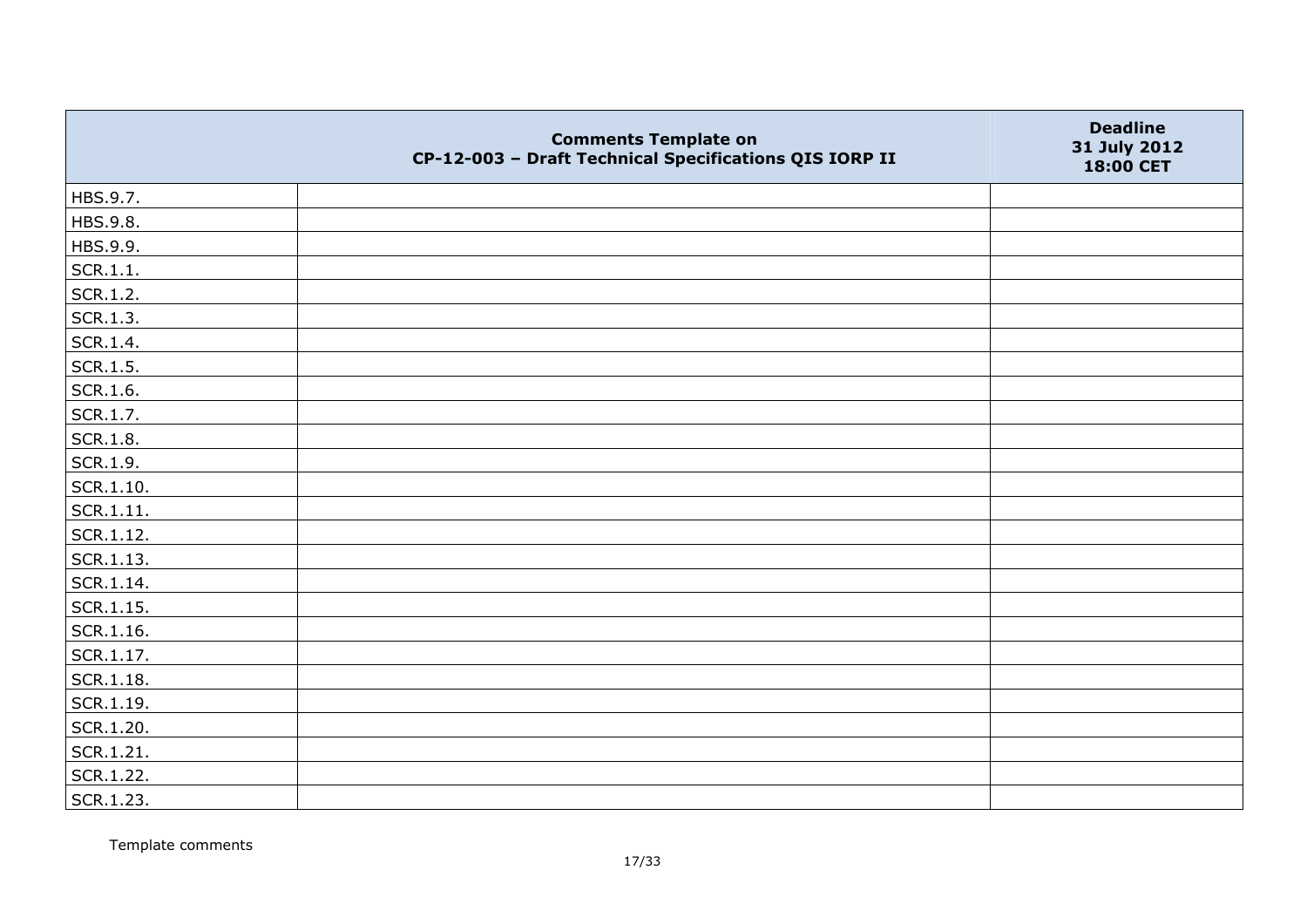| | Comments Template on CP-12-003 – Draft Technical Specifications QIS IORP II | Deadline 31 July 2012 18:00 CET |
|---|---|---|
| HBS.9.7. | | |
| HBS.9.8. | | |
| HBS.9.9. | | |
| SCR.1.1. | | |
| SCR.1.2. | | |
| SCR.1.3. | | |
| SCR.1.4. | | |
| SCR.1.5. | | |
| SCR.1.6. | | |
| SCR.1.7. | | |
| SCR.1.8. | | |
| SCR.1.9. | | |
| SCR.1.10. | | |
| SCR.1.11. | | |
| SCR.1.12. | | |
| SCR.1.13. | | |
| SCR.1.14. | | |
| SCR.1.15. | | |
| SCR.1.16. | | |
| SCR.1.17. | | |
| SCR.1.18. | | |
| SCR.1.19. | | |
| SCR.1.20. | | |
| SCR.1.21. | | |
| SCR.1.22. | | |
| SCR.1.23. | | |

Template comments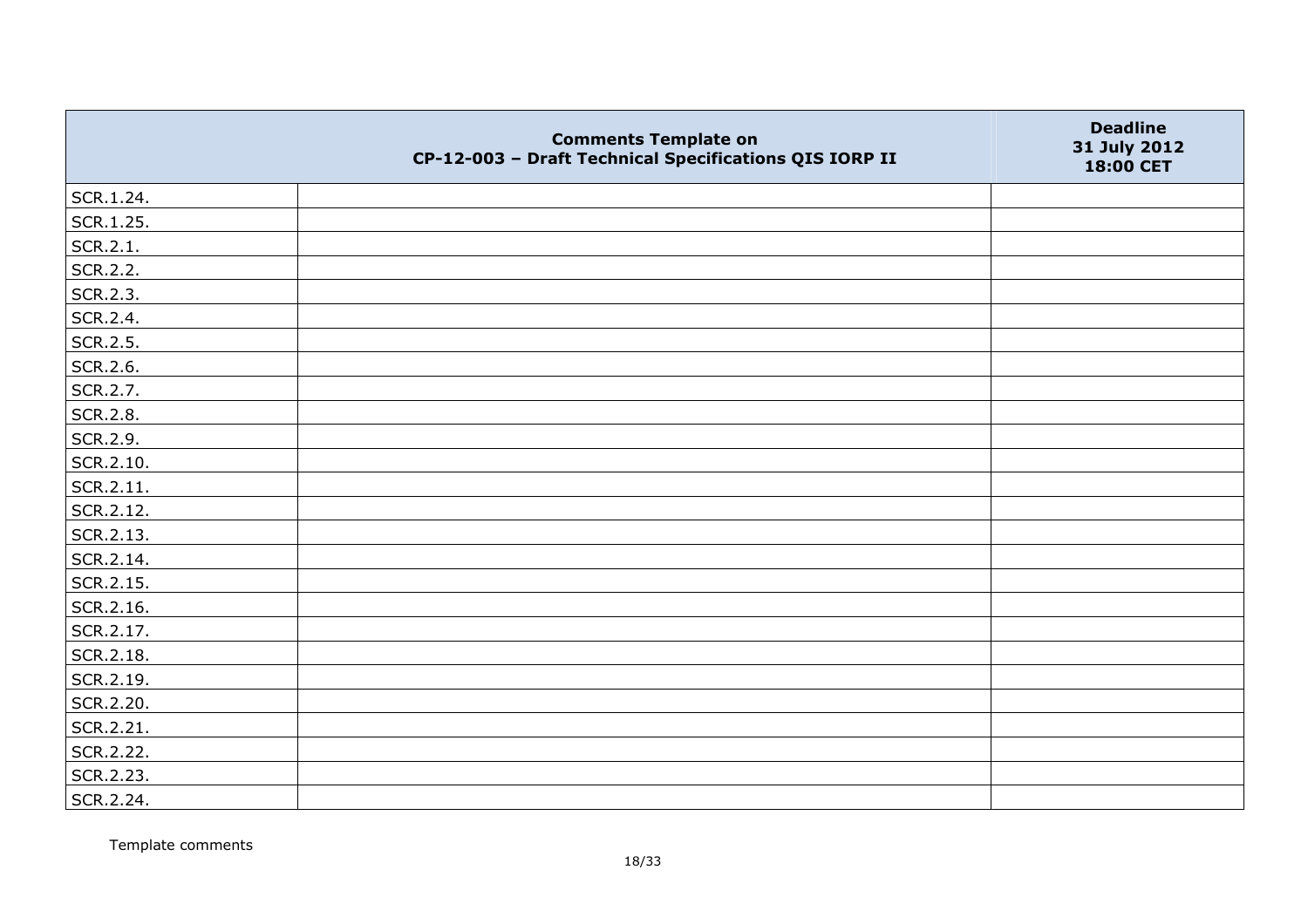| | Comments Template on CP-12-003 – Draft Technical Specifications QIS IORP II | Deadline 31 July 2012 18:00 CET |
|---|---|---|
| SCR.1.24. | | |
| SCR.1.25. | | |
| SCR.2.1. | | |
| SCR.2.2. | | |
| SCR.2.3. | | |
| SCR.2.4. | | |
| SCR.2.5. | | |
| SCR.2.6. | | |
| SCR.2.7. | | |
| SCR.2.8. | | |
| SCR.2.9. | | |
| SCR.2.10. | | |
| SCR.2.11. | | |
| SCR.2.12. | | |
| SCR.2.13. | | |
| SCR.2.14. | | |
| SCR.2.15. | | |
| SCR.2.16. | | |
| SCR.2.17. | | |
| SCR.2.18. | | |
| SCR.2.19. | | |
| SCR.2.20. | | |
| SCR.2.21. | | |
| SCR.2.22. | | |
| SCR.2.23. | | |
| SCR.2.24. | | |

Template comments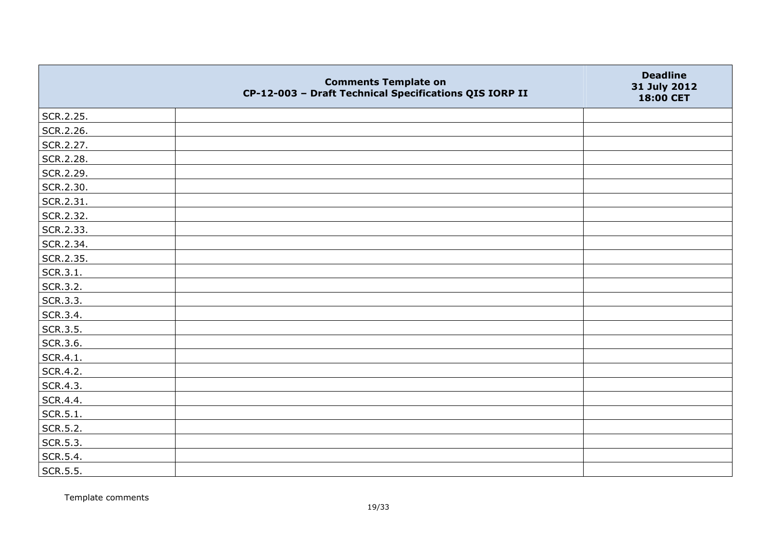| | Comments Template on CP-12-003 – Draft Technical Specifications QIS IORP II | Deadline 31 July 2012 18:00 CET |
|---|---|---|
| SCR.2.25. | | |
| SCR.2.26. | | |
| SCR.2.27. | | |
| SCR.2.28. | | |
| SCR.2.29. | | |
| SCR.2.30. | | |
| SCR.2.31. | | |
| SCR.2.32. | | |
| SCR.2.33. | | |
| SCR.2.34. | | |
| SCR.2.35. | | |
| SCR.3.1. | | |
| SCR.3.2. | | |
| SCR.3.3. | | |
| SCR.3.4. | | |
| SCR.3.5. | | |
| SCR.3.6. | | |
| SCR.4.1. | | |
| SCR.4.2. | | |
| SCR.4.3. | | |
| SCR.4.4. | | |
| SCR.5.1. | | |
| SCR.5.2. | | |
| SCR.5.3. | | |
| SCR.5.4. | | |
| SCR.5.5. | | |

Template comments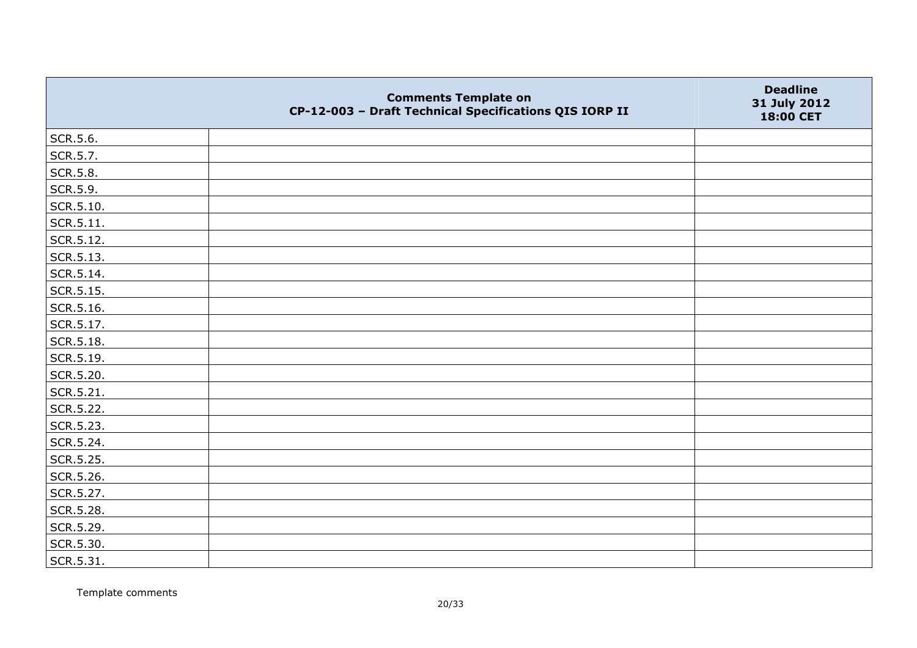| | Comments Template on CP-12-003 – Draft Technical Specifications QIS IORP II | Deadline 31 July 2012 18:00 CET |
|---|---|---|
| SCR.5.6. | | |
| SCR.5.7. | | |
| SCR.5.8. | | |
| SCR.5.9. | | |
| SCR.5.10. | | |
| SCR.5.11. | | |
| SCR.5.12. | | |
| SCR.5.13. | | |
| SCR.5.14. | | |
| SCR.5.15. | | |
| SCR.5.16. | | |
| SCR.5.17. | | |
| SCR.5.18. | | |
| SCR.5.19. | | |
| SCR.5.20. | | |
| SCR.5.21. | | |
| SCR.5.22. | | |
| SCR.5.23. | | |
| SCR.5.24. | | |
| SCR.5.25. | | |
| SCR.5.26. | | |
| SCR.5.27. | | |
| SCR.5.28. | | |
| SCR.5.29. | | |
| SCR.5.30. | | |
| SCR.5.31. | | |

Template comments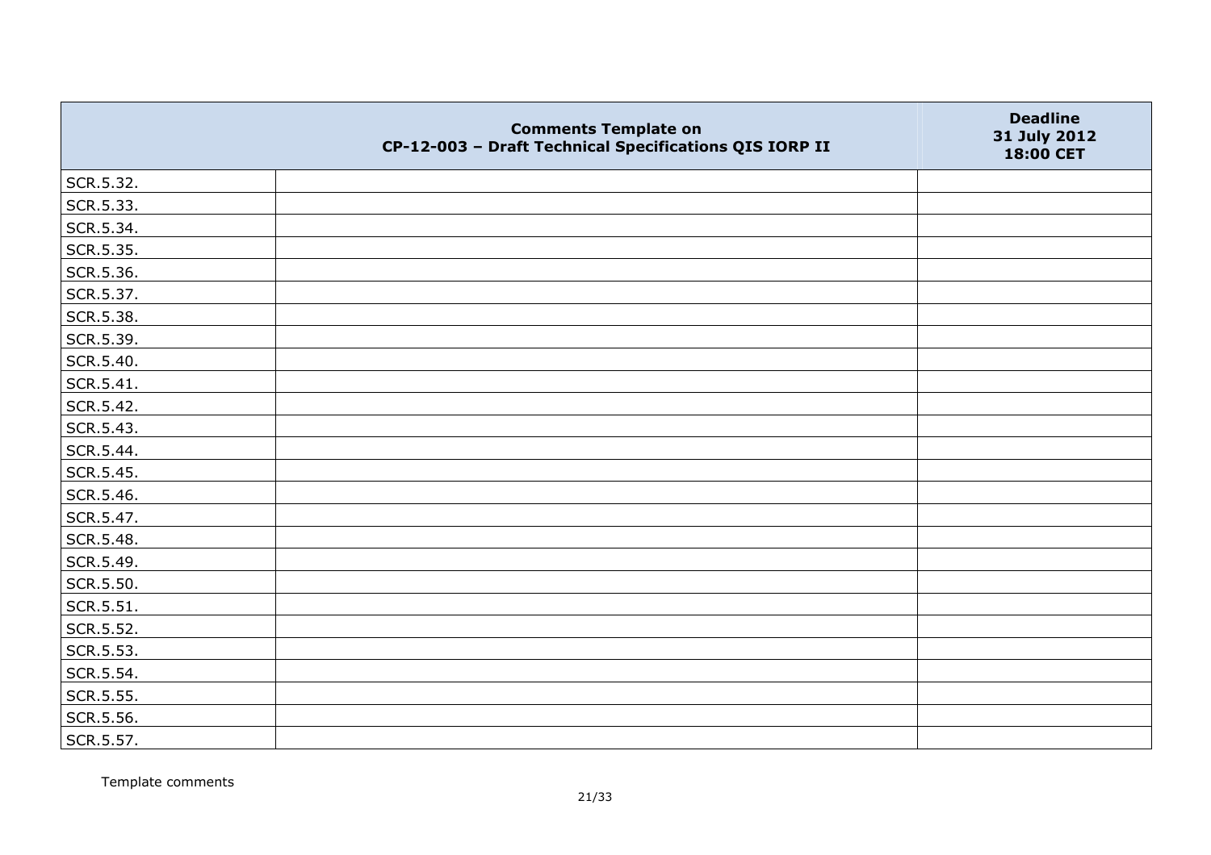| | Comments Template on CP-12-003 – Draft Technical Specifications QIS IORP II | Deadline 31 July 2012 18:00 CET |
|---|---|---|
| SCR.5.32. | | |
| SCR.5.33. | | |
| SCR.5.34. | | |
| SCR.5.35. | | |
| SCR.5.36. | | |
| SCR.5.37. | | |
| SCR.5.38. | | |
| SCR.5.39. | | |
| SCR.5.40. | | |
| SCR.5.41. | | |
| SCR.5.42. | | |
| SCR.5.43. | | |
| SCR.5.44. | | |
| SCR.5.45. | | |
| SCR.5.46. | | |
| SCR.5.47. | | |
| SCR.5.48. | | |
| SCR.5.49. | | |
| SCR.5.50. | | |
| SCR.5.51. | | |
| SCR.5.52. | | |
| SCR.5.53. | | |
| SCR.5.54. | | |
| SCR.5.55. | | |
| SCR.5.56. | | |
| SCR.5.57. | | |

Template comments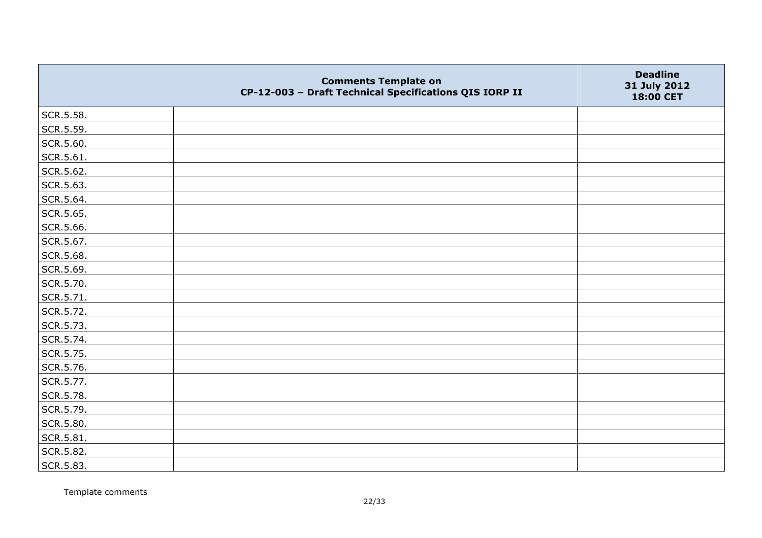| | Comments Template on CP-12-003 – Draft Technical Specifications QIS IORP II | Deadline 31 July 2012 18:00 CET |
|---|---|---|
| SCR.5.58. | | |
| SCR.5.59. | | |
| SCR.5.60. | | |
| SCR.5.61. | | |
| SCR.5.62. | | |
| SCR.5.63. | | |
| SCR.5.64. | | |
| SCR.5.65. | | |
| SCR.5.66. | | |
| SCR.5.67. | | |
| SCR.5.68. | | |
| SCR.5.69. | | |
| SCR.5.70. | | |
| SCR.5.71. | | |
| SCR.5.72. | | |
| SCR.5.73. | | |
| SCR.5.74. | | |
| SCR.5.75. | | |
| SCR.5.76. | | |
| SCR.5.77. | | |
| SCR.5.78. | | |
| SCR.5.79. | | |
| SCR.5.80. | | |
| SCR.5.81. | | |
| SCR.5.82. | | |
| SCR.5.83. | | |

Template comments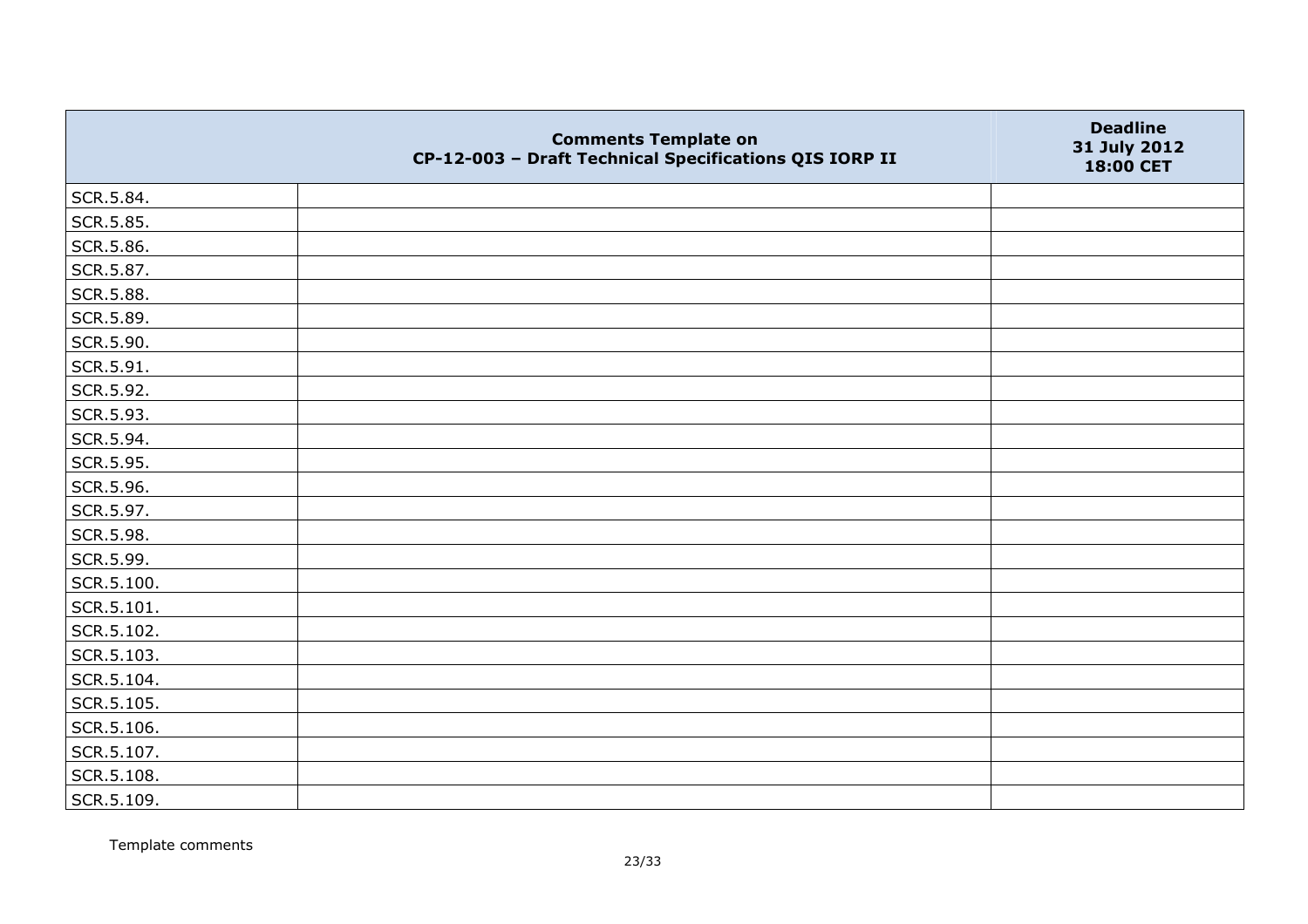| | Comments Template on CP-12-003 – Draft Technical Specifications QIS IORP II | Deadline 31 July 2012 18:00 CET |
|---|---|---|
| SCR.5.84. | | |
| SCR.5.85. | | |
| SCR.5.86. | | |
| SCR.5.87. | | |
| SCR.5.88. | | |
| SCR.5.89. | | |
| SCR.5.90. | | |
| SCR.5.91. | | |
| SCR.5.92. | | |
| SCR.5.93. | | |
| SCR.5.94. | | |
| SCR.5.95. | | |
| SCR.5.96. | | |
| SCR.5.97. | | |
| SCR.5.98. | | |
| SCR.5.99. | | |
| SCR.5.100. | | |
| SCR.5.101. | | |
| SCR.5.102. | | |
| SCR.5.103. | | |
| SCR.5.104. | | |
| SCR.5.105. | | |
| SCR.5.106. | | |
| SCR.5.107. | | |
| SCR.5.108. | | |
| SCR.5.109. | | |

Template comments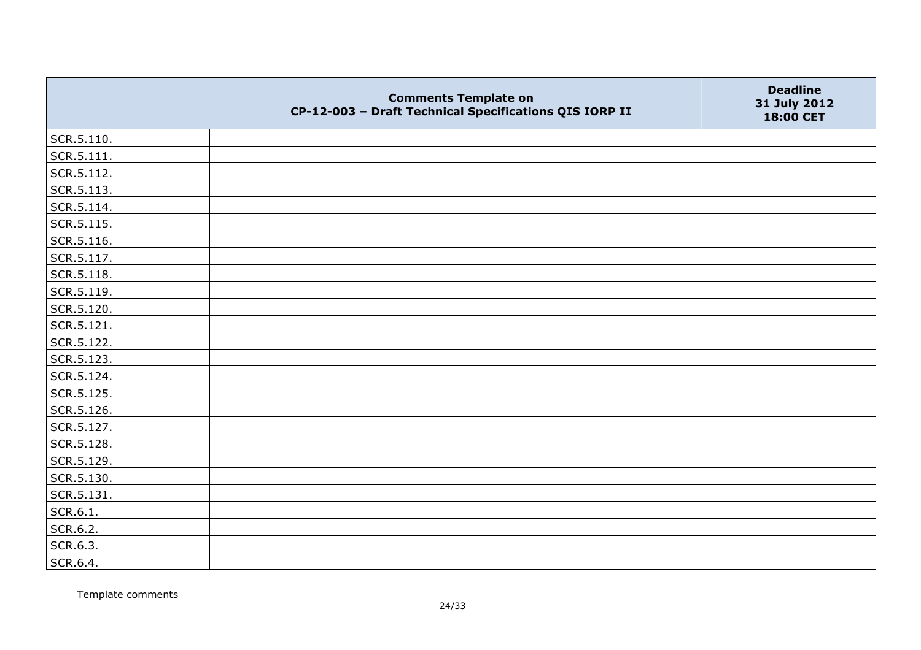| | Comments Template on CP-12-003 – Draft Technical Specifications QIS IORP II | Deadline 31 July 2012 18:00 CET |
|---|---|---|
| SCR.5.110. | | |
| SCR.5.111. | | |
| SCR.5.112. | | |
| SCR.5.113. | | |
| SCR.5.114. | | |
| SCR.5.115. | | |
| SCR.5.116. | | |
| SCR.5.117. | | |
| SCR.5.118. | | |
| SCR.5.119. | | |
| SCR.5.120. | | |
| SCR.5.121. | | |
| SCR.5.122. | | |
| SCR.5.123. | | |
| SCR.5.124. | | |
| SCR.5.125. | | |
| SCR.5.126. | | |
| SCR.5.127. | | |
| SCR.5.128. | | |
| SCR.5.129. | | |
| SCR.5.130. | | |
| SCR.5.131. | | |
| SCR.6.1. | | |
| SCR.6.2. | | |
| SCR.6.3. | | |
| SCR.6.4. | | |

Template comments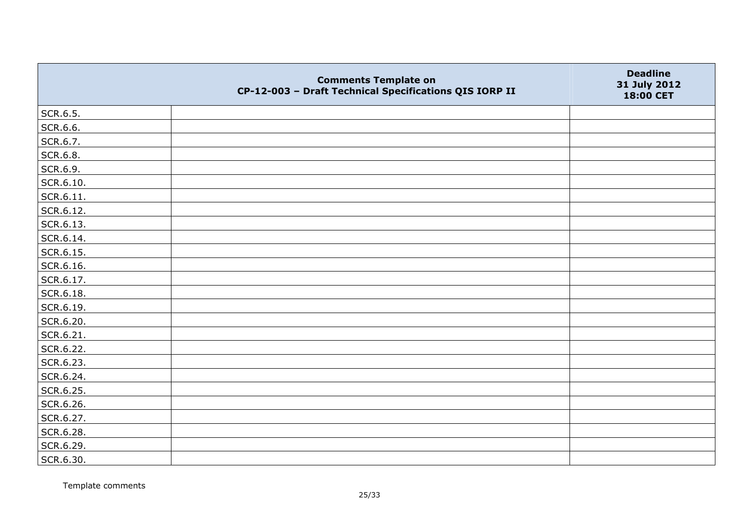| | Comments Template on CP-12-003 – Draft Technical Specifications QIS IORP II | Deadline 31 July 2012 18:00 CET |
|---|---|---|
| SCR.6.5. | | |
| SCR.6.6. | | |
| SCR.6.7. | | |
| SCR.6.8. | | |
| SCR.6.9. | | |
| SCR.6.10. | | |
| SCR.6.11. | | |
| SCR.6.12. | | |
| SCR.6.13. | | |
| SCR.6.14. | | |
| SCR.6.15. | | |
| SCR.6.16. | | |
| SCR.6.17. | | |
| SCR.6.18. | | |
| SCR.6.19. | | |
| SCR.6.20. | | |
| SCR.6.21. | | |
| SCR.6.22. | | |
| SCR.6.23. | | |
| SCR.6.24. | | |
| SCR.6.25. | | |
| SCR.6.26. | | |
| SCR.6.27. | | |
| SCR.6.28. | | |
| SCR.6.29. | | |
| SCR.6.30. | | |

Template comments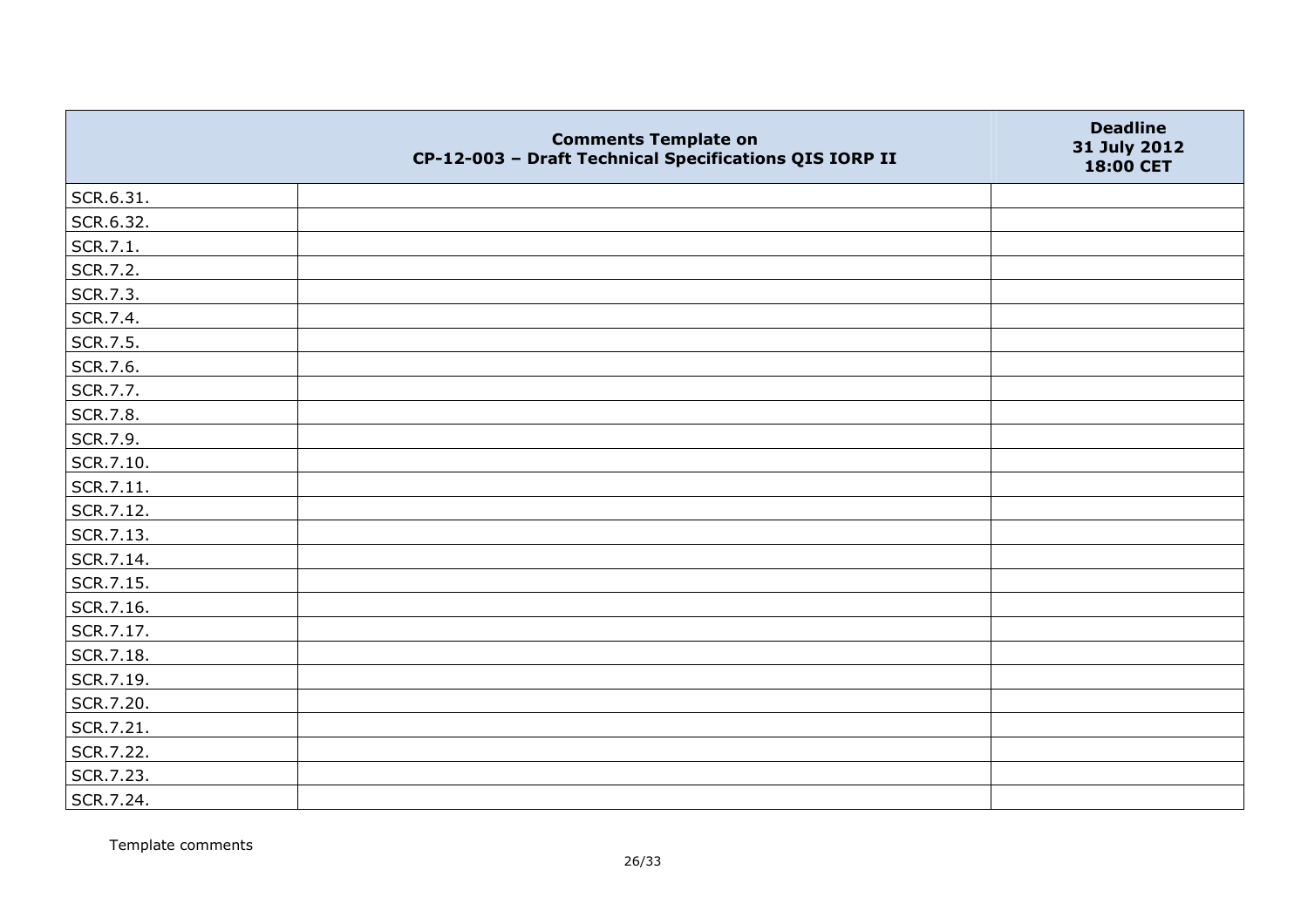| | Comments Template on CP-12-003 – Draft Technical Specifications QIS IORP II | Deadline 31 July 2012 18:00 CET |
|---|---|---|
| SCR.6.31. | | |
| SCR.6.32. | | |
| SCR.7.1. | | |
| SCR.7.2. | | |
| SCR.7.3. | | |
| SCR.7.4. | | |
| SCR.7.5. | | |
| SCR.7.6. | | |
| SCR.7.7. | | |
| SCR.7.8. | | |
| SCR.7.9. | | |
| SCR.7.10. | | |
| SCR.7.11. | | |
| SCR.7.12. | | |
| SCR.7.13. | | |
| SCR.7.14. | | |
| SCR.7.15. | | |
| SCR.7.16. | | |
| SCR.7.17. | | |
| SCR.7.18. | | |
| SCR.7.19. | | |
| SCR.7.20. | | |
| SCR.7.21. | | |
| SCR.7.22. | | |
| SCR.7.23. | | |
| SCR.7.24. | | |

Template comments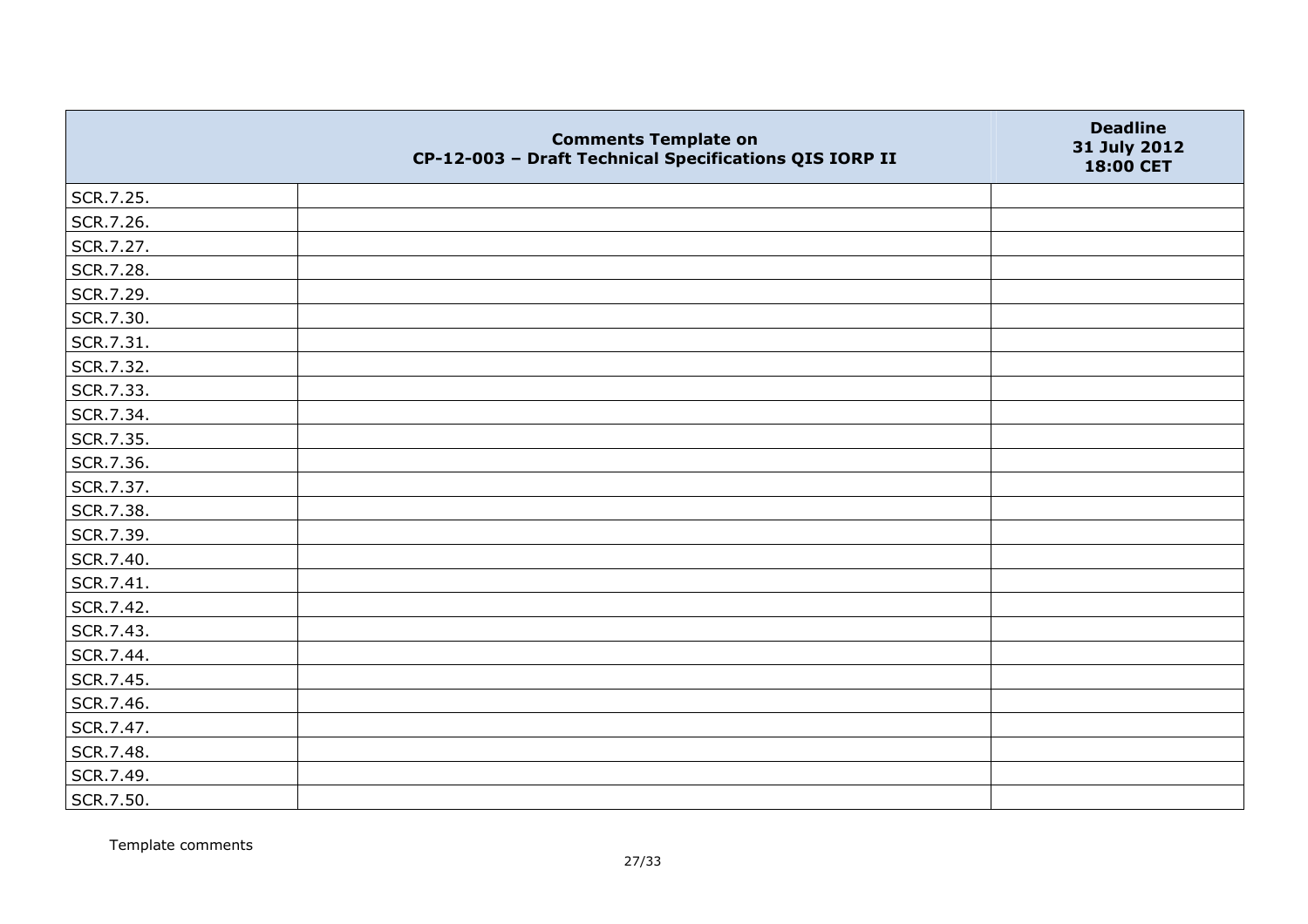| | Comments Template on CP-12-003 – Draft Technical Specifications QIS IORP II | Deadline 31 July 2012 18:00 CET |
|---|---|---|
| SCR.7.25. | | |
| SCR.7.26. | | |
| SCR.7.27. | | |
| SCR.7.28. | | |
| SCR.7.29. | | |
| SCR.7.30. | | |
| SCR.7.31. | | |
| SCR.7.32. | | |
| SCR.7.33. | | |
| SCR.7.34. | | |
| SCR.7.35. | | |
| SCR.7.36. | | |
| SCR.7.37. | | |
| SCR.7.38. | | |
| SCR.7.39. | | |
| SCR.7.40. | | |
| SCR.7.41. | | |
| SCR.7.42. | | |
| SCR.7.43. | | |
| SCR.7.44. | | |
| SCR.7.45. | | |
| SCR.7.46. | | |
| SCR.7.47. | | |
| SCR.7.48. | | |
| SCR.7.49. | | |
| SCR.7.50. | | |

Template comments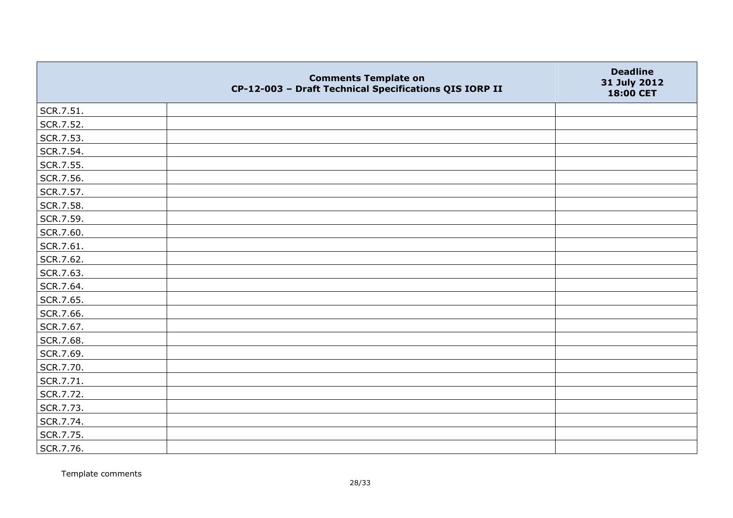| | Comments Template on CP-12-003 – Draft Technical Specifications QIS IORP II | Deadline 31 July 2012 18:00 CET |
|---|---|---|
| SCR.7.51. | | |
| SCR.7.52. | | |
| SCR.7.53. | | |
| SCR.7.54. | | |
| SCR.7.55. | | |
| SCR.7.56. | | |
| SCR.7.57. | | |
| SCR.7.58. | | |
| SCR.7.59. | | |
| SCR.7.60. | | |
| SCR.7.61. | | |
| SCR.7.62. | | |
| SCR.7.63. | | |
| SCR.7.64. | | |
| SCR.7.65. | | |
| SCR.7.66. | | |
| SCR.7.67. | | |
| SCR.7.68. | | |
| SCR.7.69. | | |
| SCR.7.70. | | |
| SCR.7.71. | | |
| SCR.7.72. | | |
| SCR.7.73. | | |
| SCR.7.74. | | |
| SCR.7.75. | | |
| SCR.7.76. | | |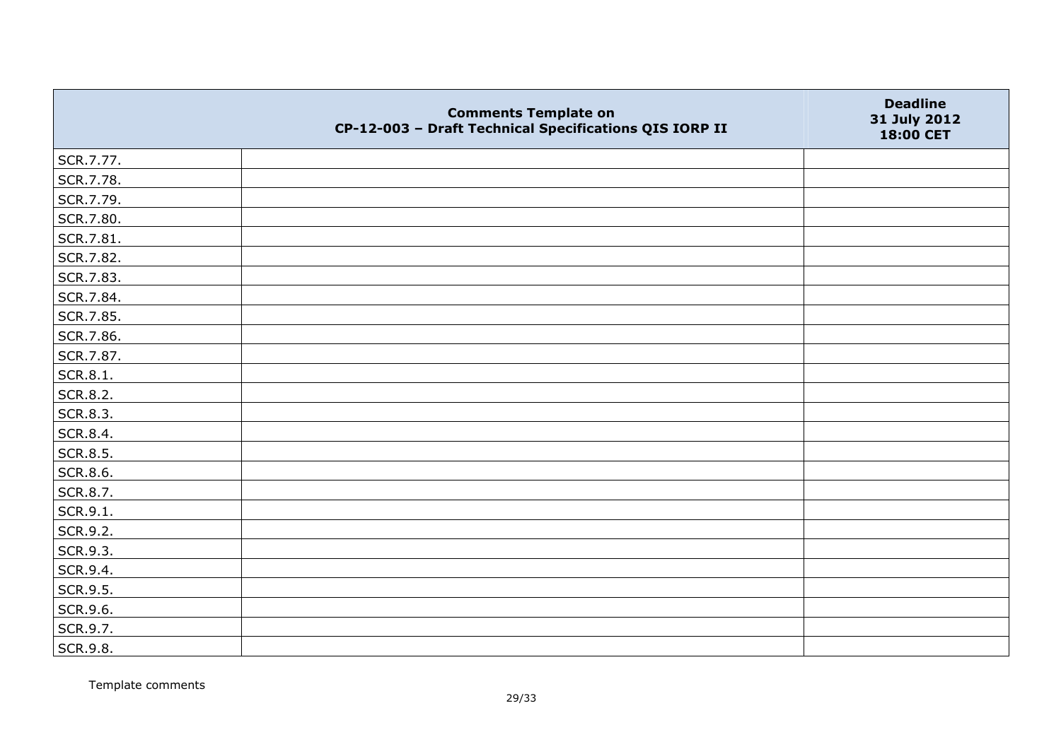| | Comments Template on CP-12-003 – Draft Technical Specifications QIS IORP II | Deadline 31 July 2012 18:00 CET |
|---|---|---|
| SCR.7.77. | | |
| SCR.7.78. | | |
| SCR.7.79. | | |
| SCR.7.80. | | |
| SCR.7.81. | | |
| SCR.7.82. | | |
| SCR.7.83. | | |
| SCR.7.84. | | |
| SCR.7.85. | | |
| SCR.7.86. | | |
| SCR.7.87. | | |
| SCR.8.1. | | |
| SCR.8.2. | | |
| SCR.8.3. | | |
| SCR.8.4. | | |
| SCR.8.5. | | |
| SCR.8.6. | | |
| SCR.8.7. | | |
| SCR.9.1. | | |
| SCR.9.2. | | |
| SCR.9.3. | | |
| SCR.9.4. | | |
| SCR.9.5. | | |
| SCR.9.6. | | |
| SCR.9.7. | | |
| SCR.9.8. | | |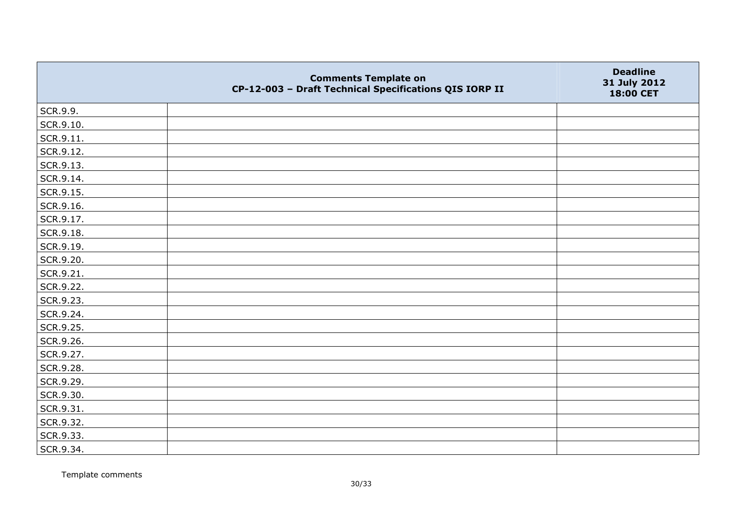| | Comments Template on CP-12-003 – Draft Technical Specifications QIS IORP II | Deadline 31 July 2012 18:00 CET |
|---|---|---|
| SCR.9.9. | | |
| SCR.9.10. | | |
| SCR.9.11. | | |
| SCR.9.12. | | |
| SCR.9.13. | | |
| SCR.9.14. | | |
| SCR.9.15. | | |
| SCR.9.16. | | |
| SCR.9.17. | | |
| SCR.9.18. | | |
| SCR.9.19. | | |
| SCR.9.20. | | |
| SCR.9.21. | | |
| SCR.9.22. | | |
| SCR.9.23. | | |
| SCR.9.24. | | |
| SCR.9.25. | | |
| SCR.9.26. | | |
| SCR.9.27. | | |
| SCR.9.28. | | |
| SCR.9.29. | | |
| SCR.9.30. | | |
| SCR.9.31. | | |
| SCR.9.32. | | |
| SCR.9.33. | | |
| SCR.9.34. | | |

Template comments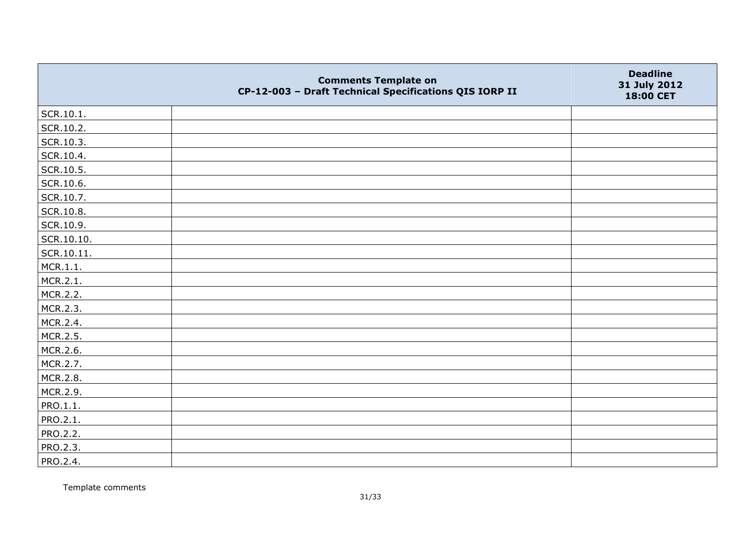| | Comments Template on CP-12-003 – Draft Technical Specifications QIS IORP II | Deadline 31 July 2012 18:00 CET |
|---|---|---|
| SCR.10.1. | | |
| SCR.10.2. | | |
| SCR.10.3. | | |
| SCR.10.4. | | |
| SCR.10.5. | | |
| SCR.10.6. | | |
| SCR.10.7. | | |
| SCR.10.8. | | |
| SCR.10.9. | | |
| SCR.10.10. | | |
| SCR.10.11. | | |
| MCR.1.1. | | |
| MCR.2.1. | | |
| MCR.2.2. | | |
| MCR.2.3. | | |
| MCR.2.4. | | |
| MCR.2.5. | | |
| MCR.2.6. | | |
| MCR.2.7. | | |
| MCR.2.8. | | |
| MCR.2.9. | | |
| PRO.1.1. | | |
| PRO.2.1. | | |
| PRO.2.2. | | |
| PRO.2.3. | | |
| PRO.2.4. | | |

Template comments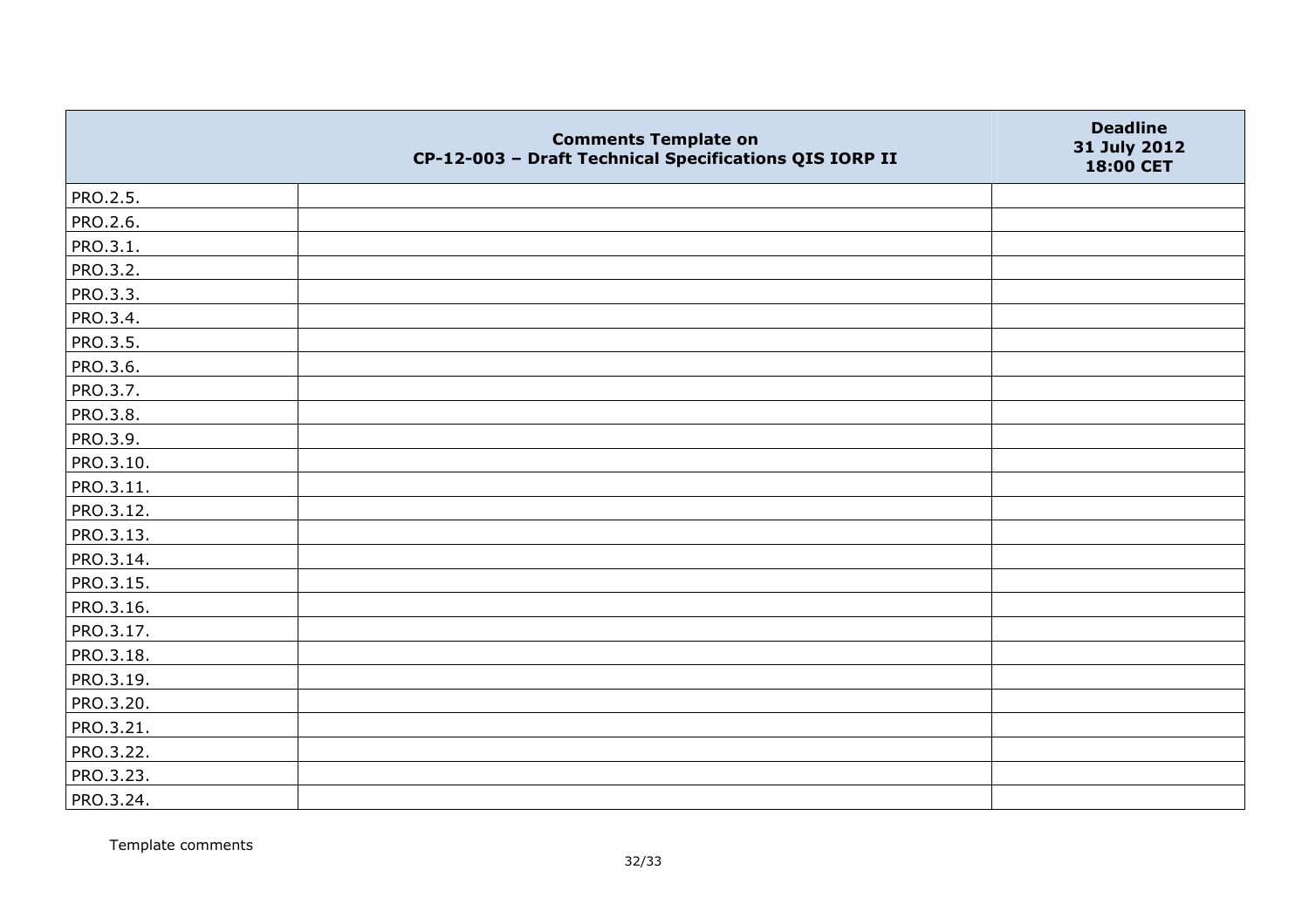| | Comments Template on CP-12-003 – Draft Technical Specifications QIS IORP II | Deadline 31 July 2012 18:00 CET |
|---|---|---|
| PRO.2.5. | | |
| PRO.2.6. | | |
| PRO.3.1. | | |
| PRO.3.2. | | |
| PRO.3.3. | | |
| PRO.3.4. | | |
| PRO.3.5. | | |
| PRO.3.6. | | |
| PRO.3.7. | | |
| PRO.3.8. | | |
| PRO.3.9. | | |
| PRO.3.10. | | |
| PRO.3.11. | | |
| PRO.3.12. | | |
| PRO.3.13. | | |
| PRO.3.14. | | |
| PRO.3.15. | | |
| PRO.3.16. | | |
| PRO.3.17. | | |
| PRO.3.18. | | |
| PRO.3.19. | | |
| PRO.3.20. | | |
| PRO.3.21. | | |
| PRO.3.22. | | |
| PRO.3.23. | | |
| PRO.3.24. | | |

Template comments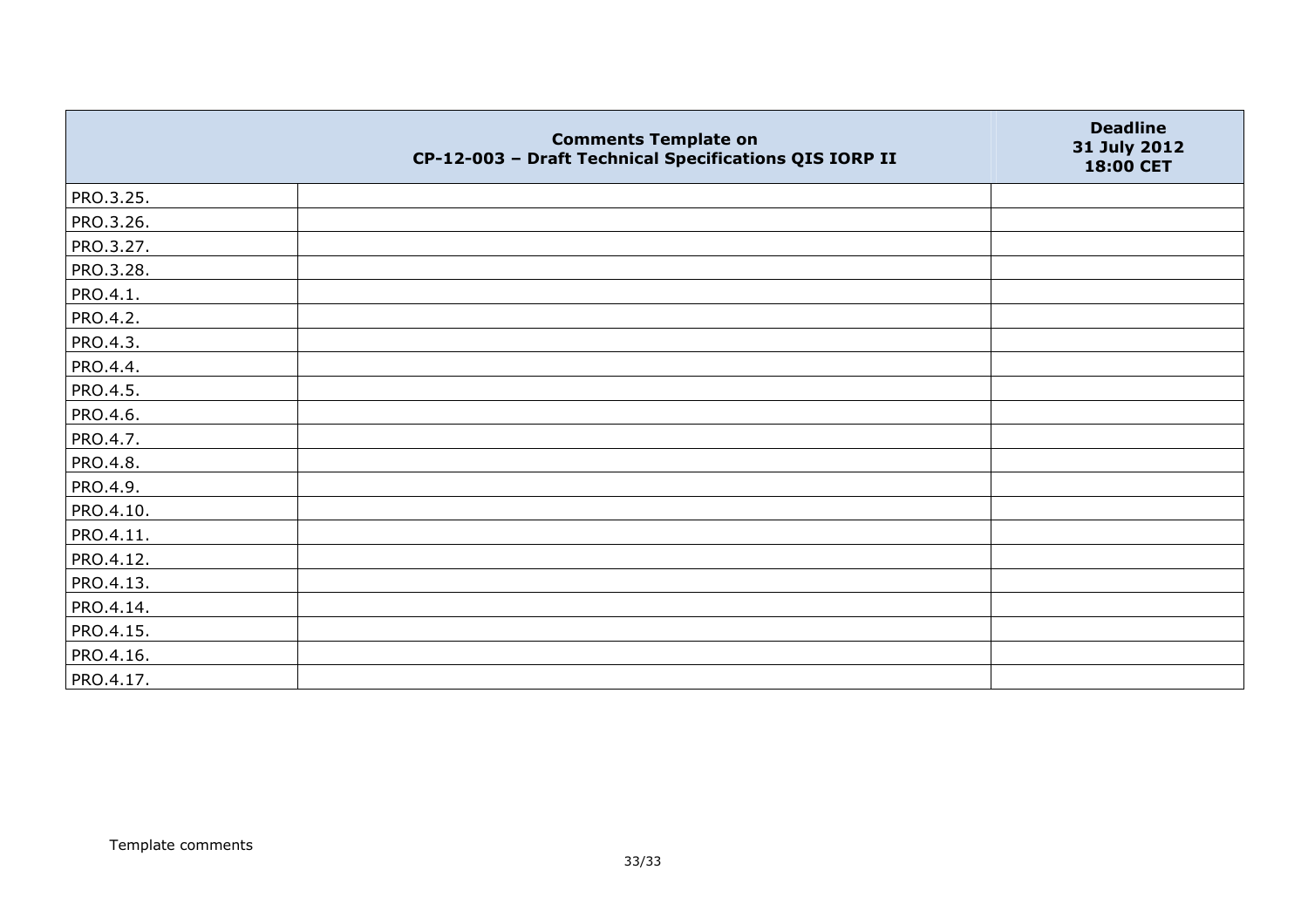| | Comments Template on<br>CP-12-003 – Draft Technical Specifications QIS IORP II | Deadline<br>31 July 2012<br>18:00 CET |
|---|---|---|
| PRO.3.25. | | |
| PRO.3.26. | | |
| PRO.3.27. | | |
| PRO.3.28. | | |
| PRO.4.1. | | |
| PRO.4.2. | | |
| PRO.4.3. | | |
| PRO.4.4. | | |
| PRO.4.5. | | |
| PRO.4.6. | | |
| PRO.4.7. | | |
| PRO.4.8. | | |
| PRO.4.9. | | |
| PRO.4.10. | | |
| PRO.4.11. | | |
| PRO.4.12. | | |
| PRO.4.13. | | |
| PRO.4.14. | | |
| PRO.4.15. | | |
| PRO.4.16. | | |
| PRO.4.17. | | |